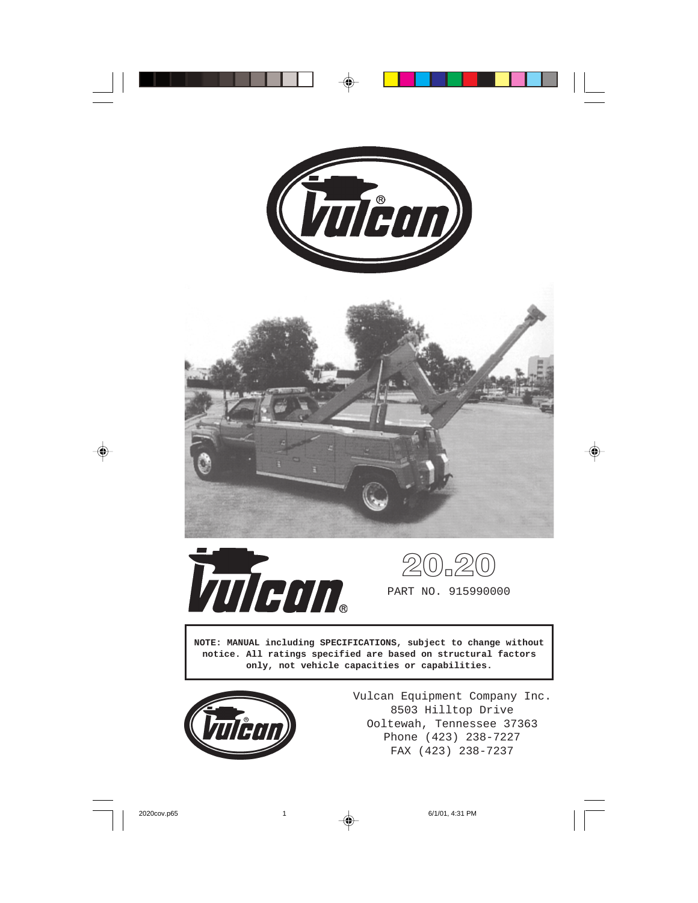# Vulcan

# 20.20

PART NO. 915990000

**NOTE: MANUAL including SPECIFICATIONS, subject to change without notice. All ratings specified are based on structural factors only, not vehicle capacities or capabilities.**

Vulcan Equipment Company Inc.
8503 Hilltop Drive
Ooltewah, Tennessee 37363
Phone (423) 238-7227
FAX (423) 238-7237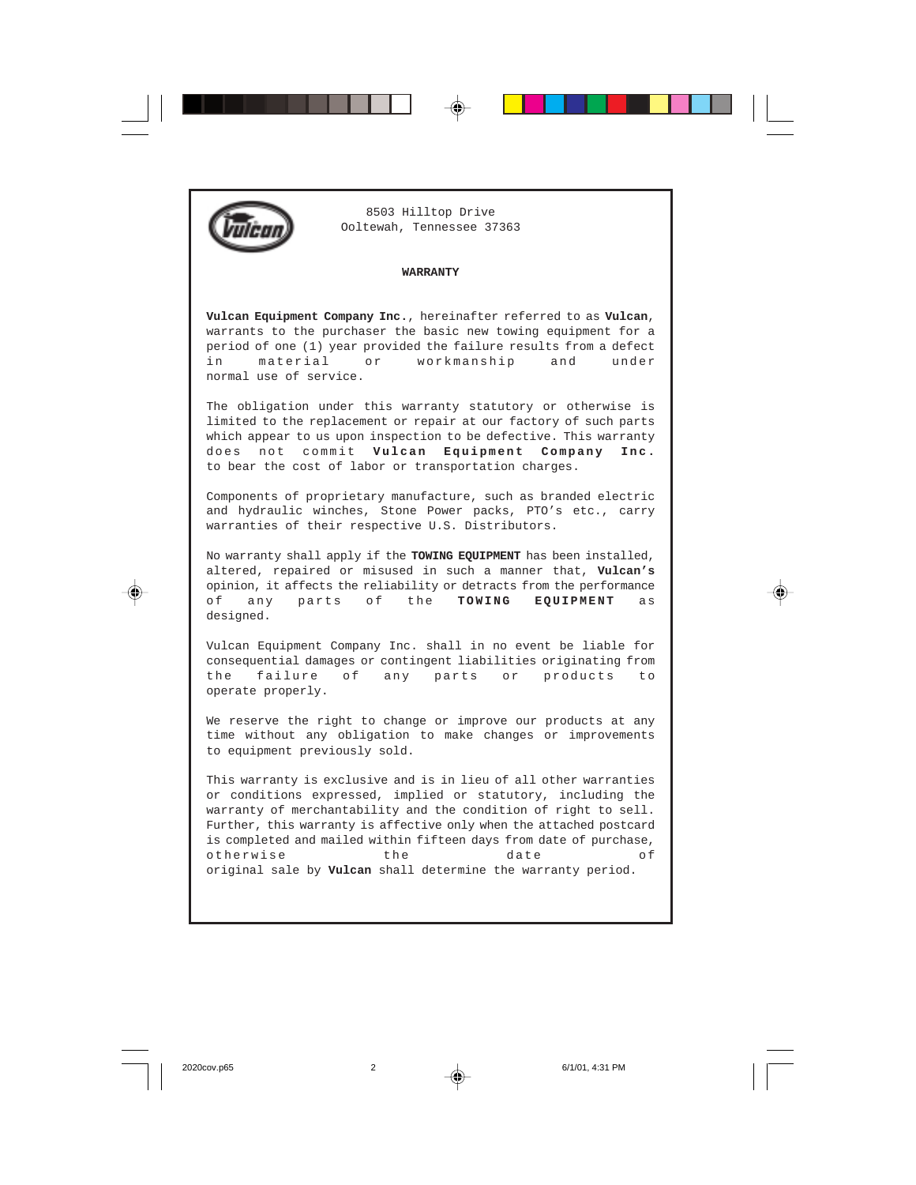8503 Hilltop Drive
Ooltewah, Tennessee 37363

## WARRANTY

**Vulcan Equipment Company Inc.**, hereinafter referred to as **Vulcan**, warrants to the purchaser the basic new towing equipment for a period of one (1) year provided the failure results from a defect in material or workmanship and under normal use of service.

The obligation under this warranty statutory or otherwise is limited to the replacement or repair at our factory of such parts which appear to us upon inspection to be defective. This warranty does not commit **Vulcan Equipment Company Inc.** to bear the cost of labor or transportation charges.

Components of proprietary manufacture, such as branded electric and hydraulic winches, Stone Power packs, PTO's etc., carry warranties of their respective U.S. Distributors.

No warranty shall apply if the **TOWING EQUIPMENT** has been installed, altered, repaired or misused in such a manner that, **Vulcan's** opinion, it affects the reliability or detracts from the performance of any parts of the **TOWING EQUIPMENT** as designed.

Vulcan Equipment Company Inc. shall in no event be liable for consequential damages or contingent liabilities originating from the failure of any parts or products to operate properly.

We reserve the right to change or improve our products at any time without any obligation to make changes or improvements to equipment previously sold.

This warranty is exclusive and is in lieu of all other warranties or conditions expressed, implied or statutory, including the warranty of merchantability and the condition of right to sell. Further, this warranty is affective only when the attached postcard is completed and mailed within fifteen days from date of purchase, otherwise the date of original sale by **Vulcan** shall determine the warranty period.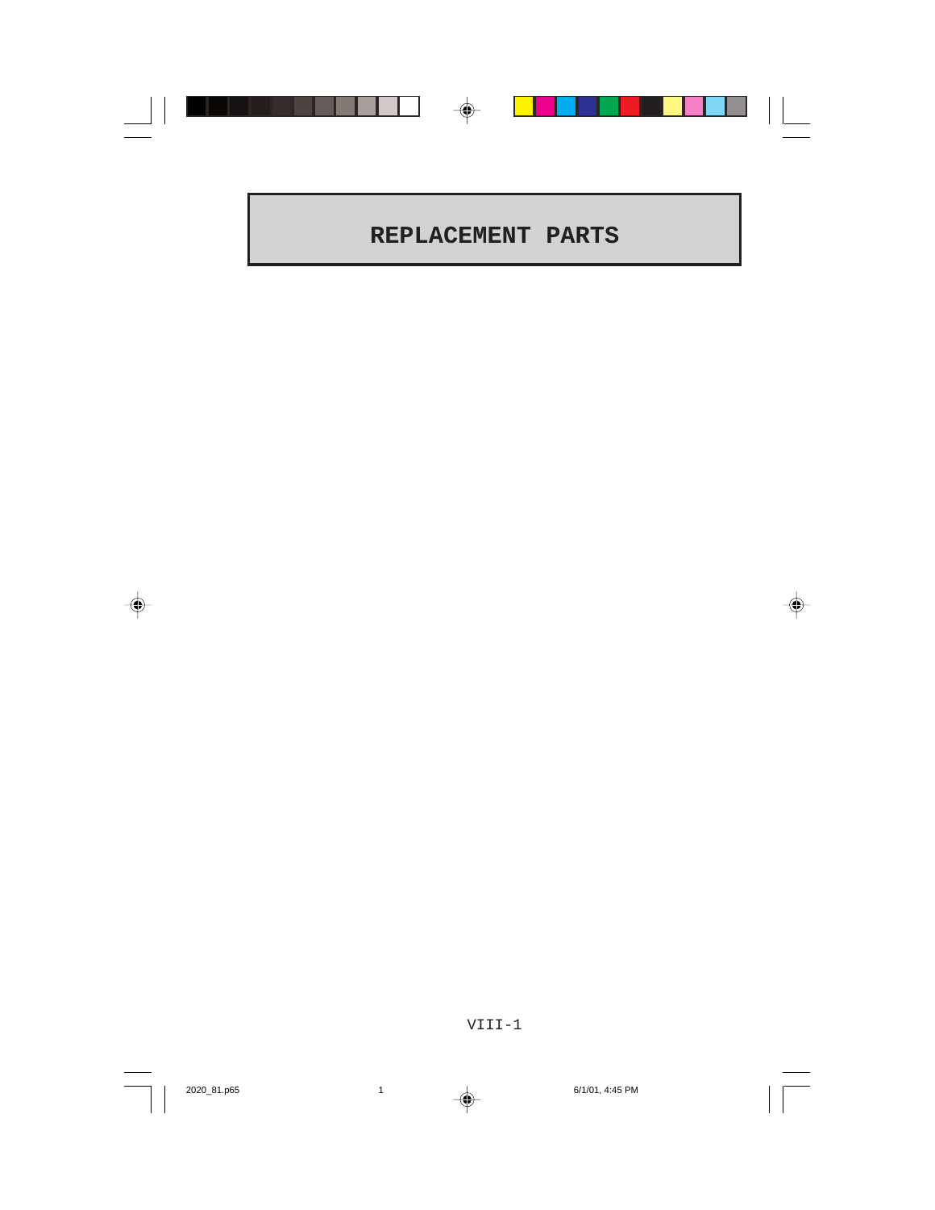# REPLACEMENT PARTS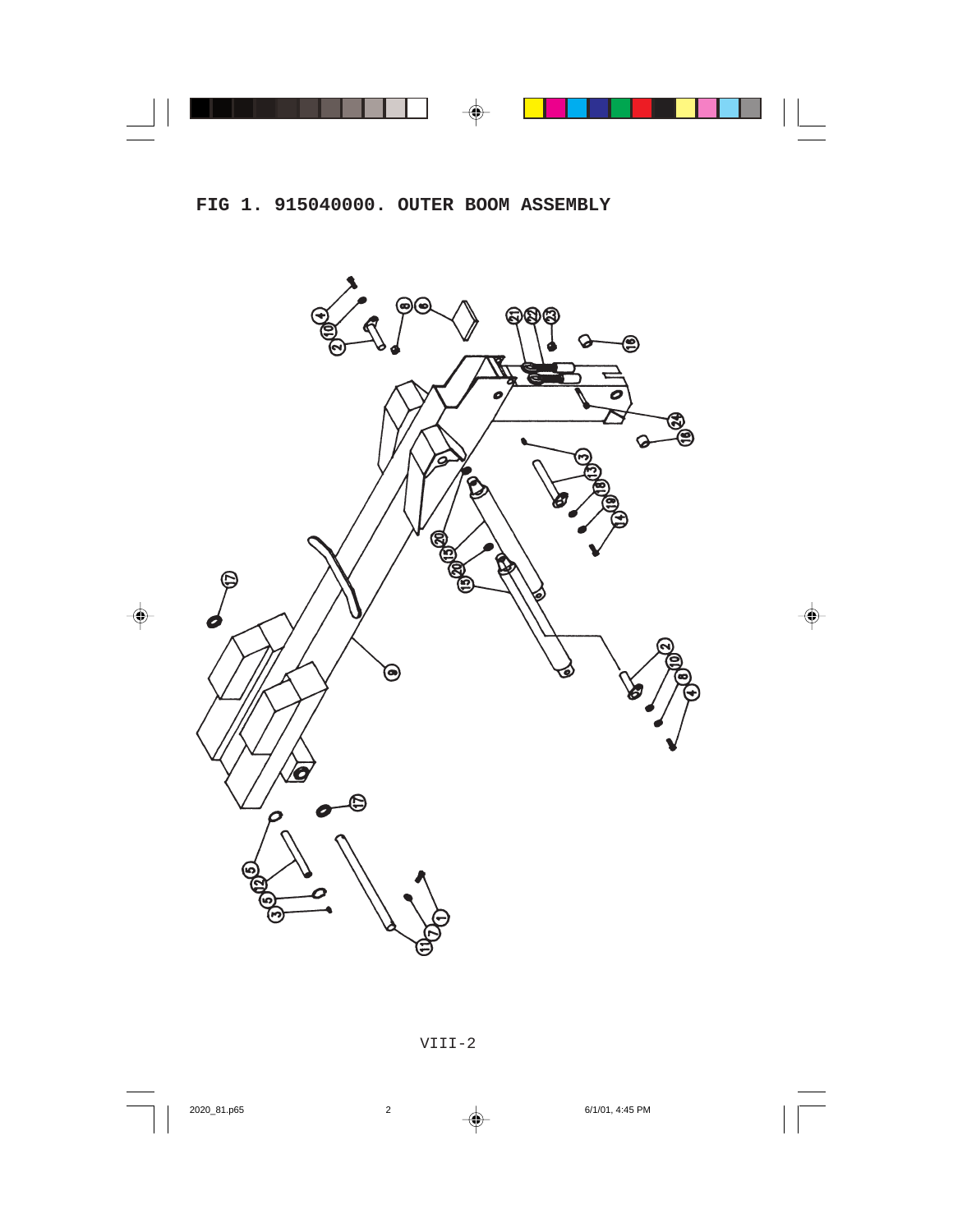## FIG 1. 915040000. OUTER BOOM ASSEMBLY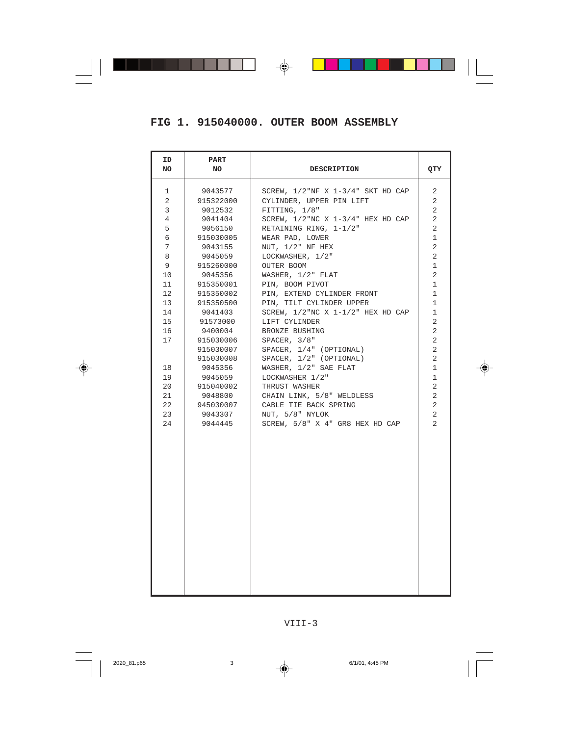# FIG 1. 915040000. OUTER BOOM ASSEMBLY

| ID NO | PART NO | DESCRIPTION | QTY |
|---|---|---|---|
| 1 | 9043577 | SCREW, 1/2"NF X 1-3/4" SKT HD CAP | 2 |
| 2 | 915322000 | CYLINDER, UPPER PIN LIFT | 2 |
| 3 | 9012532 | FITTING, 1/8" | 2 |
| 4 | 9041404 | SCREW, 1/2"NC X 1-3/4" HEX HD CAP | 2 |
| 5 | 9056150 | RETAINING RING, 1-1/2" | 2 |
| 6 | 915030005 | WEAR PAD, LOWER | 1 |
| 7 | 9043155 | NUT, 1/2" NF HEX | 2 |
| 8 | 9045059 | LOCKWASHER, 1/2" | 2 |
| 9 | 915260000 | OUTER BOOM | 1 |
| 10 | 9045356 | WASHER, 1/2" FLAT | 2 |
| 11 | 915350001 | PIN, BOOM PIVOT | 1 |
| 12 | 915350002 | PIN, EXTEND CYLINDER FRONT | 1 |
| 13 | 915350500 | PIN, TILT CYLINDER UPPER | 1 |
| 14 | 9041403 | SCREW, 1/2"NC X 1-1/2" HEX HD CAP | 1 |
| 15 | 91573000 | LIFT CYLINDER | 2 |
| 16 | 9400004 | BRONZE BUSHING | 2 |
| 17 | 915030006 | SPACER, 3/8" | 2 |
| | 915030007 | SPACER, 1/4" (OPTIONAL) | 2 |
| | 915030008 | SPACER, 1/2" (OPTIONAL) | 2 |
| 18 | 9045356 | WASHER, 1/2" SAE FLAT | 1 |
| 19 | 9045059 | LOCKWASHER 1/2" | 1 |
| 20 | 915040002 | THRUST WASHER | 2 |
| 21 | 9048800 | CHAIN LINK, 5/8" WELDLESS | 2 |
| 22 | 945030007 | CABLE TIE BACK SPRING | 2 |
| 23 | 9043307 | NUT, 5/8" NYLOK | 2 |
| 24 | 9044445 | SCREW, 5/8" X 4" GR8 HEX HD CAP | 2 |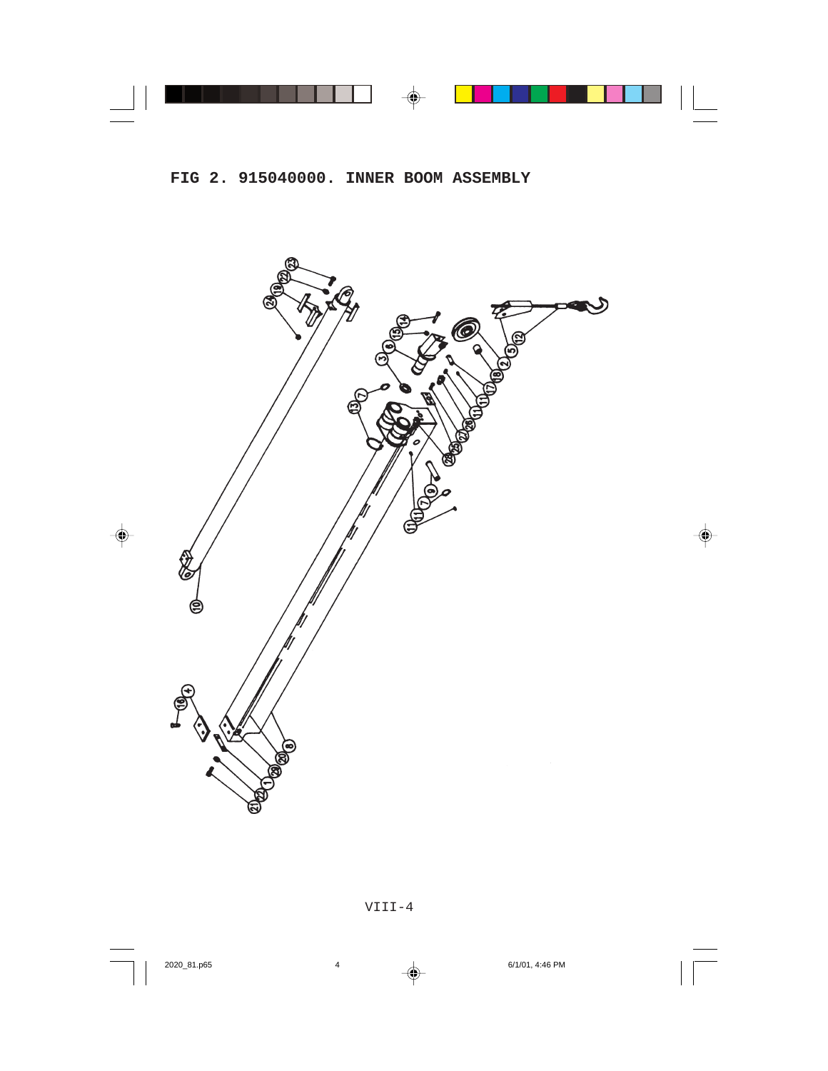# FIG 2. 915040000. INNER BOOM ASSEMBLY

23
22
19
24
14
15
6
3
7
13
12
5
2
18
17
11
11
26
27
25
28
9
7
11
11
10
4
16
8
20
29
1
22
21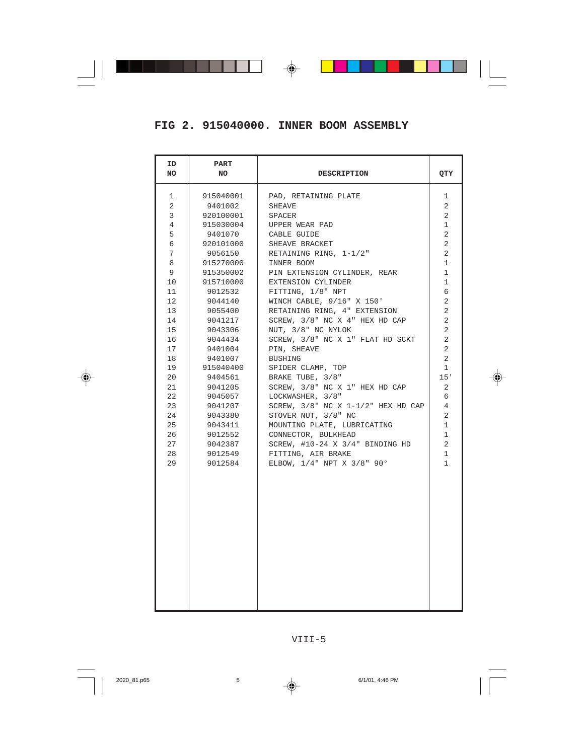# FIG 2. 915040000. INNER BOOM ASSEMBLY

| ID NO | PART NO | DESCRIPTION | QTY |
|---|---|---|---|
| 1 | 915040001 | PAD, RETAINING PLATE | 1 |
| 2 | 9401002 | SHEAVE | 2 |
| 3 | 920100001 | SPACER | 2 |
| 4 | 915030004 | UPPER WEAR PAD | 1 |
| 5 | 9401070 | CABLE GUIDE | 2 |
| 6 | 920101000 | SHEAVE BRACKET | 2 |
| 7 | 9056150 | RETAINING RING, 1-1/2" | 2 |
| 8 | 915270000 | INNER BOOM | 1 |
| 9 | 915350002 | PIN EXTENSION CYLINDER, REAR | 1 |
| 10 | 915710000 | EXTENSION CYLINDER | 1 |
| 11 | 9012532 | FITTING, 1/8" NPT | 6 |
| 12 | 9044140 | WINCH CABLE, 9/16" X 150' | 2 |
| 13 | 9055400 | RETAINING RING, 4" EXTENSION | 2 |
| 14 | 9041217 | SCREW, 3/8" NC X 4" HEX HD CAP | 2 |
| 15 | 9043306 | NUT, 3/8" NC NYLOK | 2 |
| 16 | 9044434 | SCREW, 3/8" NC X 1" FLAT HD SCKT | 2 |
| 17 | 9401004 | PIN, SHEAVE | 2 |
| 18 | 9401007 | BUSHING | 2 |
| 19 | 915040400 | SPIDER CLAMP, TOP | 1 |
| 20 | 9404561 | BRAKE TUBE, 3/8" | 15' |
| 21 | 9041205 | SCREW, 3/8" NC X 1" HEX HD CAP | 2 |
| 22 | 9045057 | LOCKWASHER, 3/8" | 6 |
| 23 | 9041207 | SCREW, 3/8" NC X 1-1/2" HEX HD CAP | 4 |
| 24 | 9043380 | STOVER NUT, 3/8" NC | 2 |
| 25 | 9043411 | MOUNTING PLATE, LUBRICATING | 1 |
| 26 | 9012552 | CONNECTOR, BULKHEAD | 1 |
| 27 | 9042387 | SCREW, #10-24 X 3/4" BINDING HD | 2 |
| 28 | 9012549 | FITTING, AIR BRAKE | 1 |
| 29 | 9012584 | ELBOW, 1/4" NPT X 3/8" 90° | 1 |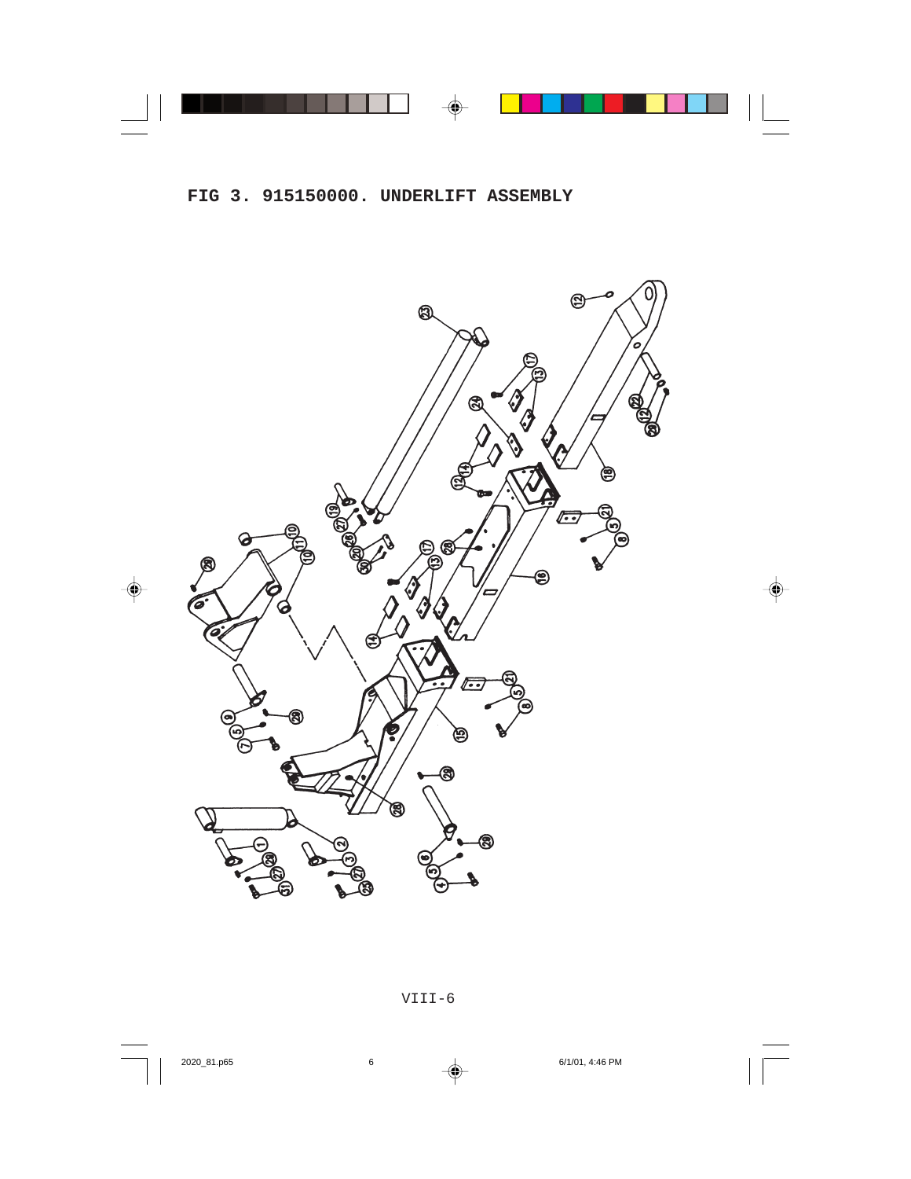## FIG 3. 915150000. UNDERLIFT ASSEMBLY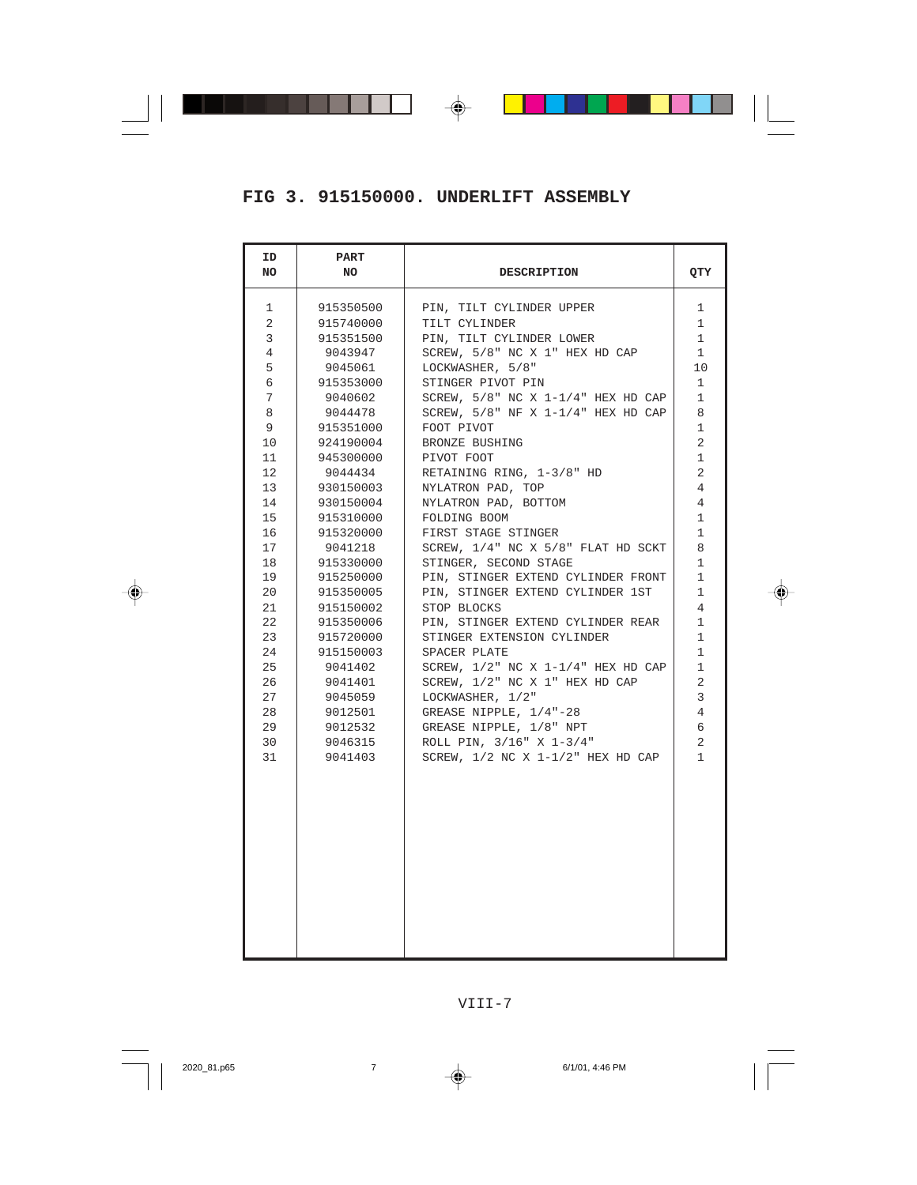## FIG 3. 915150000. UNDERLIFT ASSEMBLY

| ID NO | PART NO | DESCRIPTION | QTY |
|---|---|---|---|
| 1 | 915350500 | PIN, TILT CYLINDER UPPER | 1 |
| 2 | 915740000 | TILT CYLINDER | 1 |
| 3 | 915351500 | PIN, TILT CYLINDER LOWER | 1 |
| 4 | 9043947 | SCREW, 5/8" NC X 1" HEX HD CAP | 1 |
| 5 | 9045061 | LOCKWASHER, 5/8" | 10 |
| 6 | 915353000 | STINGER PIVOT PIN | 1 |
| 7 | 9040602 | SCREW, 5/8" NC X 1-1/4" HEX HD CAP | 1 |
| 8 | 9044478 | SCREW, 5/8" NF X 1-1/4" HEX HD CAP | 8 |
| 9 | 915351000 | FOOT PIVOT | 1 |
| 10 | 924190004 | BRONZE BUSHING | 2 |
| 11 | 945300000 | PIVOT FOOT | 1 |
| 12 | 9044434 | RETAINING RING, 1-3/8" HD | 2 |
| 13 | 930150003 | NYLATRON PAD, TOP | 4 |
| 14 | 930150004 | NYLATRON PAD, BOTTOM | 4 |
| 15 | 915310000 | FOLDING BOOM | 1 |
| 16 | 915320000 | FIRST STAGE STINGER | 1 |
| 17 | 9041218 | SCREW, 1/4" NC X 5/8" FLAT HD SCKT | 8 |
| 18 | 915330000 | STINGER, SECOND STAGE | 1 |
| 19 | 915250000 | PIN, STINGER EXTEND CYLINDER FRONT | 1 |
| 20 | 915350005 | PIN, STINGER EXTEND CYLINDER 1ST | 1 |
| 21 | 915150002 | STOP BLOCKS | 4 |
| 22 | 915350006 | PIN, STINGER EXTEND CYLINDER REAR | 1 |
| 23 | 915720000 | STINGER EXTENSION CYLINDER | 1 |
| 24 | 915150003 | SPACER PLATE | 1 |
| 25 | 9041402 | SCREW, 1/2" NC X 1-1/4" HEX HD CAP | 1 |
| 26 | 9041401 | SCREW, 1/2" NC X 1" HEX HD CAP | 2 |
| 27 | 9045059 | LOCKWASHER, 1/2" | 3 |
| 28 | 9012501 | GREASE NIPPLE, 1/4"-28 | 4 |
| 29 | 9012532 | GREASE NIPPLE, 1/8" NPT | 6 |
| 30 | 9046315 | ROLL PIN, 3/16" X 1-3/4" | 2 |
| 31 | 9041403 | SCREW, 1/2 NC X 1-1/2" HEX HD CAP | 1 |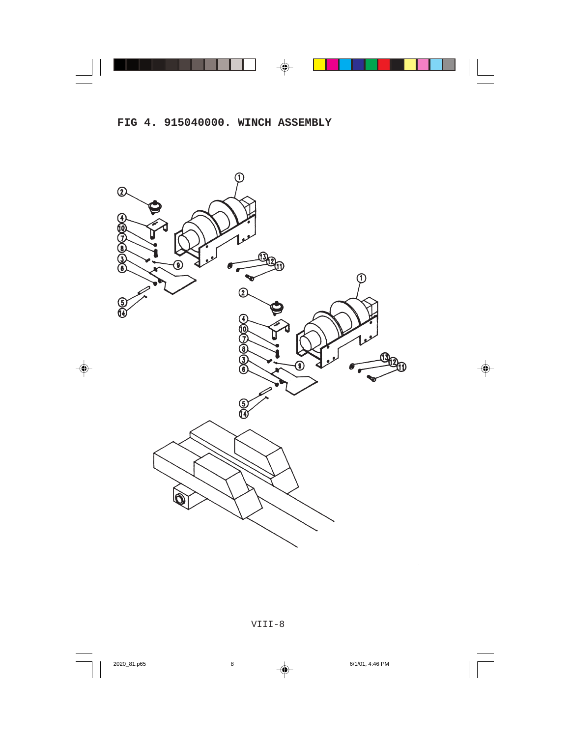# FIG 4. 915040000. WINCH ASSEMBLY

1
2
4
10
7
8
3
6
9
13
12
11
5
14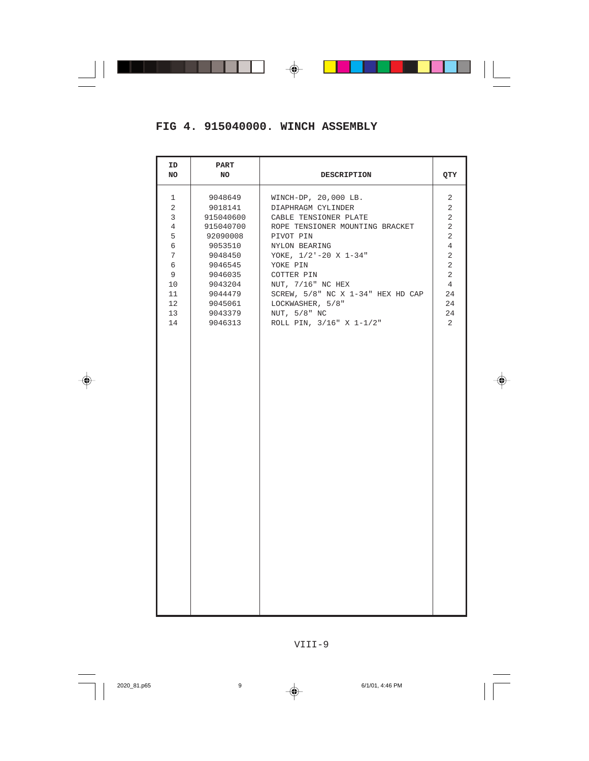## FIG 4. 915040000. WINCH ASSEMBLY

| ID NO | PART NO | DESCRIPTION | QTY |
|---|---|---|---|
| 1 | 9048649 | WINCH-DP, 20,000 LB. | 2 |
| 2 | 9018141 | DIAPHRAGM CYLINDER | 2 |
| 3 | 915040600 | CABLE TENSIONER PLATE | 2 |
| 4 | 915040700 | ROPE TENSIONER MOUNTING BRACKET | 2 |
| 5 | 92090008 | PIVOT PIN | 2 |
| 6 | 9053510 | NYLON BEARING | 4 |
| 7 | 9048450 | YOKE, 1/2'-20 X 1-34" | 2 |
| 6 | 9046545 | YOKE PIN | 2 |
| 9 | 9046035 | COTTER PIN | 2 |
| 10 | 9043204 | NUT, 7/16" NC HEX | 4 |
| 11 | 9044479 | SCREW, 5/8" NC X 1-34" HEX HD CAP | 24 |
| 12 | 9045061 | LOCKWASHER, 5/8" | 24 |
| 13 | 9043379 | NUT, 5/8" NC | 24 |
| 14 | 9046313 | ROLL PIN, 3/16" X 1-1/2" | 2 |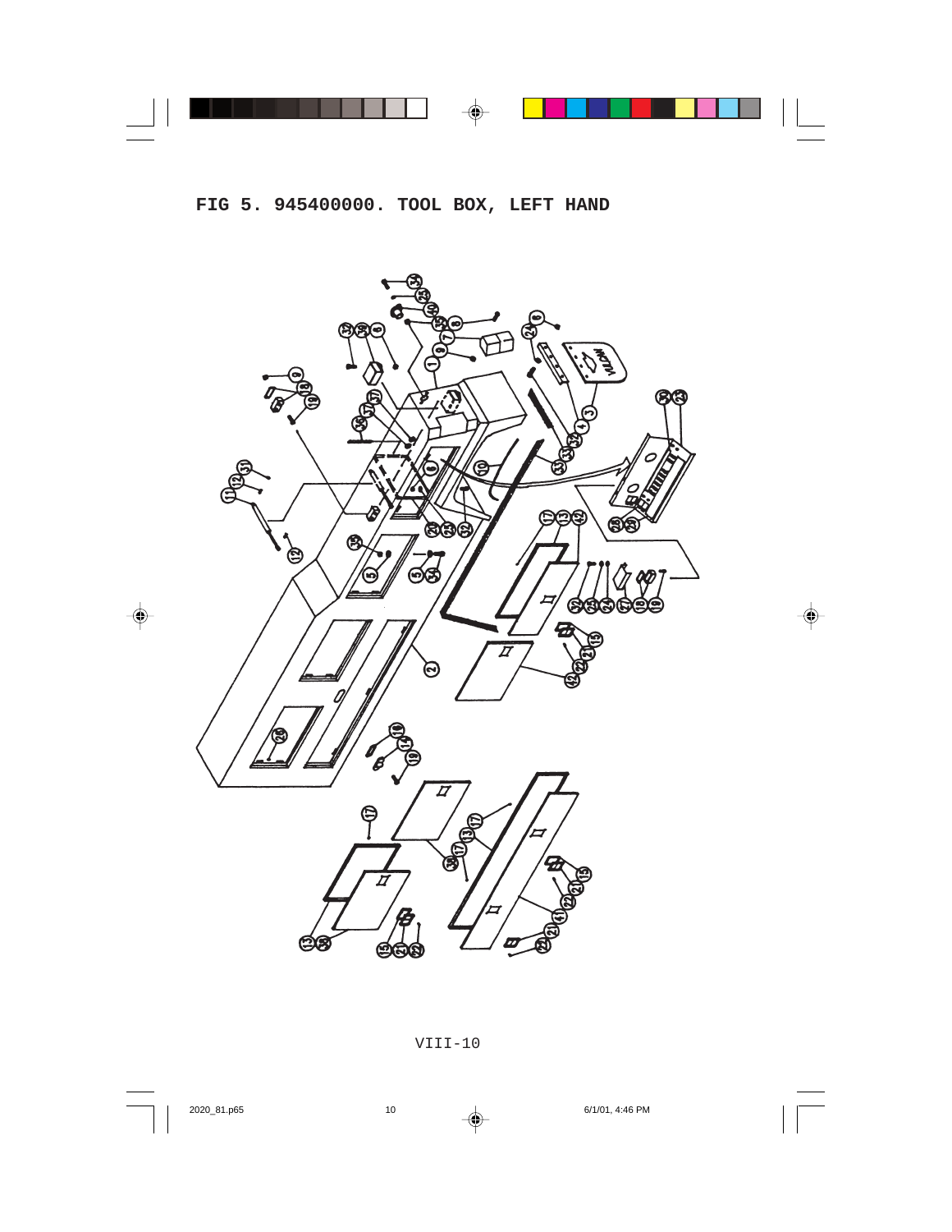# FIG 5. 945400000. TOOL BOX, LEFT HAND

VIII-10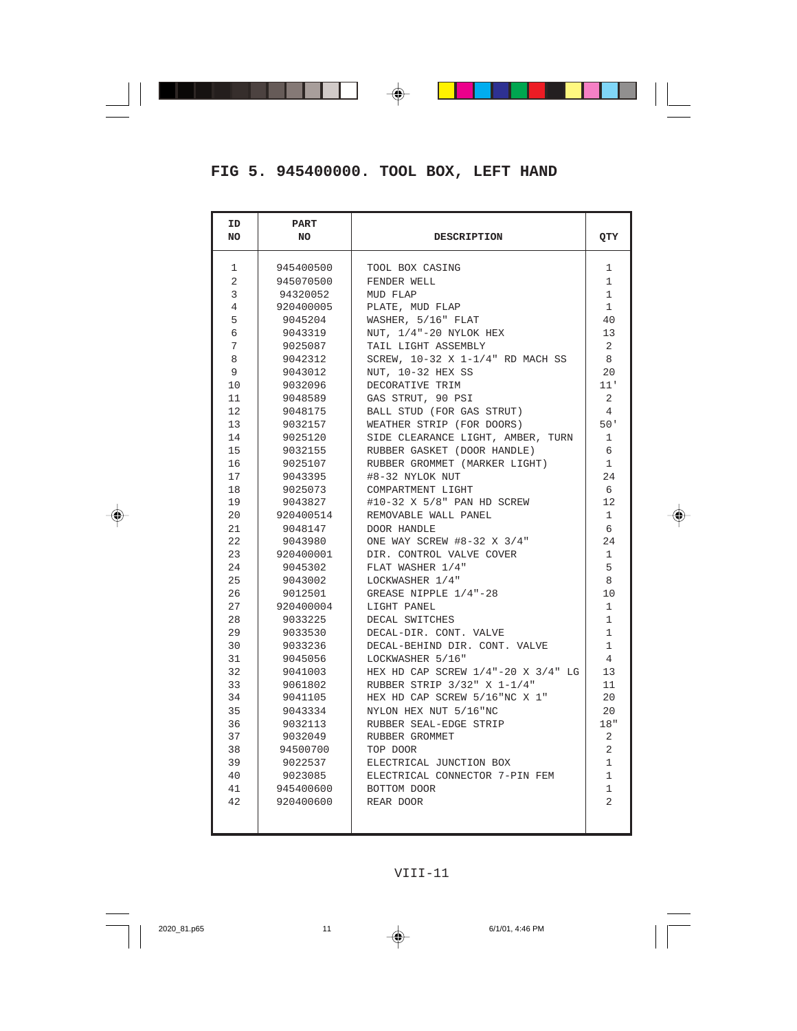# FIG 5. 945400000. TOOL BOX, LEFT HAND

| ID NO | PART NO | DESCRIPTION | QTY |
|---|---|---|---|
| 1 | 945400500 | TOOL BOX CASING | 1 |
| 2 | 945070500 | FENDER WELL | 1 |
| 3 | 94320052 | MUD FLAP | 1 |
| 4 | 920400005 | PLATE, MUD FLAP | 1 |
| 5 | 9045204 | WASHER, 5/16" FLAT | 40 |
| 6 | 9043319 | NUT, 1/4"-20 NYLOK HEX | 13 |
| 7 | 9025087 | TAIL LIGHT ASSEMBLY | 2 |
| 8 | 9042312 | SCREW, 10-32 X 1-1/4" RD MACH SS | 8 |
| 9 | 9043012 | NUT, 10-32 HEX SS | 20 |
| 10 | 9032096 | DECORATIVE TRIM | 11' |
| 11 | 9048589 | GAS STRUT, 90 PSI | 2 |
| 12 | 9048175 | BALL STUD (FOR GAS STRUT) | 4 |
| 13 | 9032157 | WEATHER STRIP (FOR DOORS) | 50' |
| 14 | 9025120 | SIDE CLEARANCE LIGHT, AMBER, TURN | 1 |
| 15 | 9032155 | RUBBER GASKET (DOOR HANDLE) | 6 |
| 16 | 9025107 | RUBBER GROMMET (MARKER LIGHT) | 1 |
| 17 | 9043395 | #8-32 NYLOK NUT | 24 |
| 18 | 9025073 | COMPARTMENT LIGHT | 6 |
| 19 | 9043827 | #10-32 X 5/8" PAN HD SCREW | 12 |
| 20 | 920400514 | REMOVABLE WALL PANEL | 1 |
| 21 | 9048147 | DOOR HANDLE | 6 |
| 22 | 9043980 | ONE WAY SCREW #8-32 X 3/4" | 24 |
| 23 | 920400001 | DIR. CONTROL VALVE COVER | 1 |
| 24 | 9045302 | FLAT WASHER 1/4" | 5 |
| 25 | 9043002 | LOCKWASHER 1/4" | 8 |
| 26 | 9012501 | GREASE NIPPLE 1/4"-28 | 10 |
| 27 | 920400004 | LIGHT PANEL | 1 |
| 28 | 9033225 | DECAL SWITCHES | 1 |
| 29 | 9033530 | DECAL-DIR. CONT. VALVE | 1 |
| 30 | 9033236 | DECAL-BEHIND DIR. CONT. VALVE | 1 |
| 31 | 9045056 | LOCKWASHER 5/16" | 4 |
| 32 | 9041003 | HEX HD CAP SCREW 1/4"-20 X 3/4" LG | 13 |
| 33 | 9061802 | RUBBER STRIP 3/32" X 1-1/4" | 11 |
| 34 | 9041105 | HEX HD CAP SCREW 5/16"NC X 1" | 20 |
| 35 | 9043334 | NYLON HEX NUT 5/16"NC | 20 |
| 36 | 9032113 | RUBBER SEAL-EDGE STRIP | 18" |
| 37 | 9032049 | RUBBER GROMMET | 2 |
| 38 | 94500700 | TOP DOOR | 2 |
| 39 | 9022537 | ELECTRICAL JUNCTION BOX | 1 |
| 40 | 9023085 | ELECTRICAL CONNECTOR 7-PIN FEM | 1 |
| 41 | 945400600 | BOTTOM DOOR | 1 |
| 42 | 920400600 | REAR DOOR | 2 |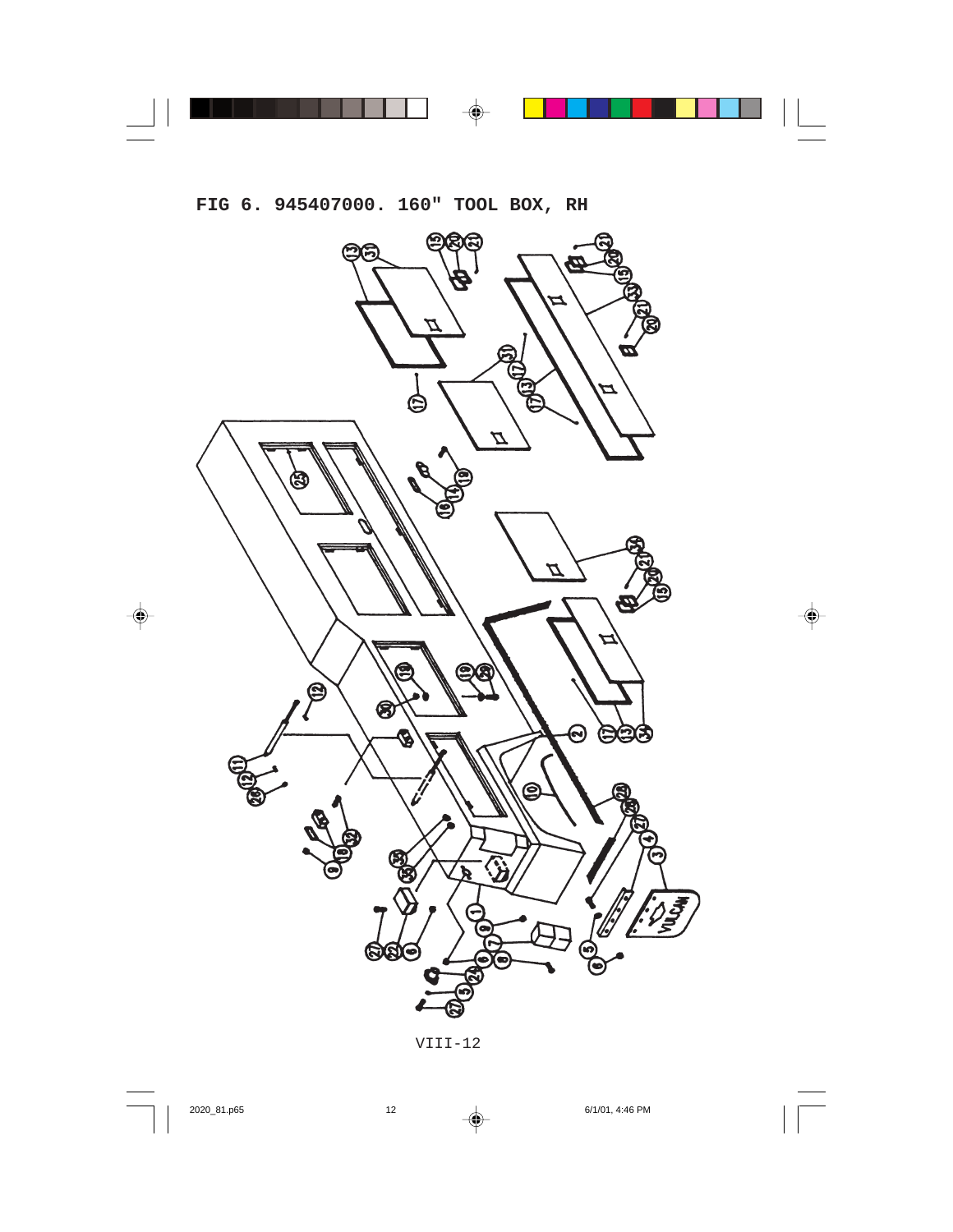## FIG 6. 945407000. 160" TOOL BOX, RH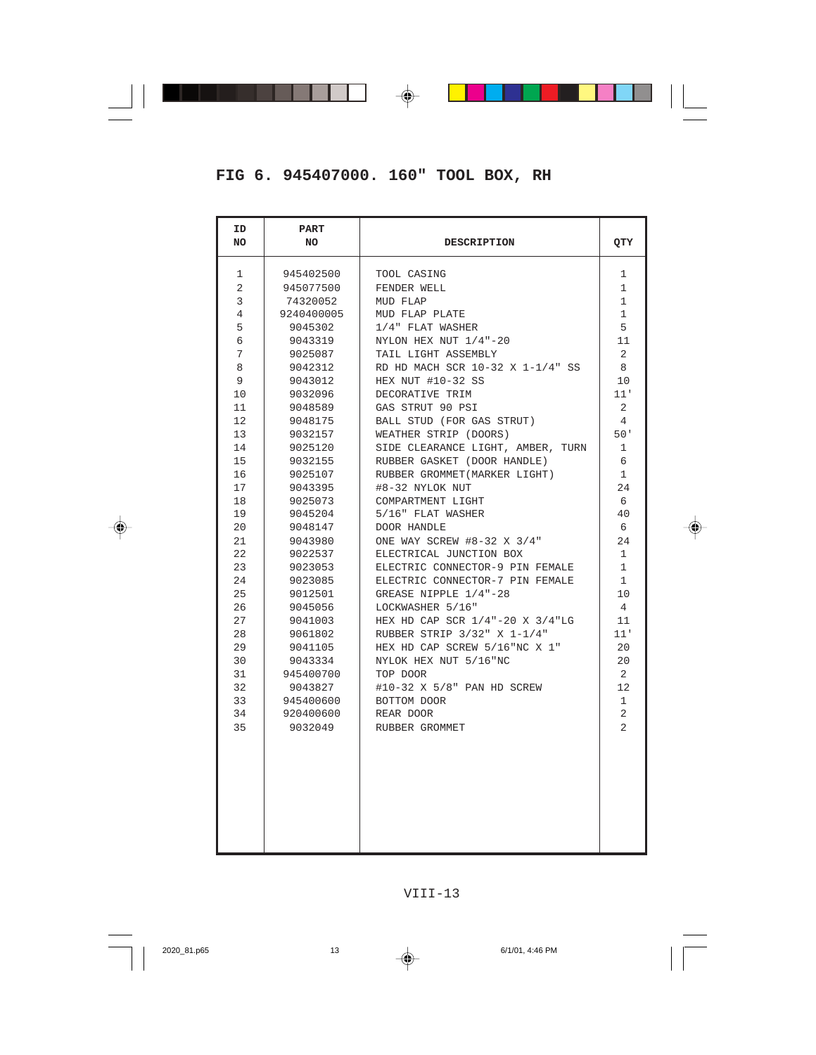# FIG 6. 945407000. 160" TOOL BOX, RH

| ID NO | PART NO | DESCRIPTION | QTY |
|---|---|---|---|
| 1 | 945402500 | TOOL CASING | 1 |
| 2 | 945077500 | FENDER WELL | 1 |
| 3 | 74320052 | MUD FLAP | 1 |
| 4 | 9240400005 | MUD FLAP PLATE | 1 |
| 5 | 9045302 | 1/4" FLAT WASHER | 5 |
| 6 | 9043319 | NYLON HEX NUT 1/4"-20 | 11 |
| 7 | 9025087 | TAIL LIGHT ASSEMBLY | 2 |
| 8 | 9042312 | RD HD MACH SCR 10-32 X 1-1/4" SS | 8 |
| 9 | 9043012 | HEX NUT #10-32 SS | 10 |
| 10 | 9032096 | DECORATIVE TRIM | 11' |
| 11 | 9048589 | GAS STRUT 90 PSI | 2 |
| 12 | 9048175 | BALL STUD (FOR GAS STRUT) | 4 |
| 13 | 9032157 | WEATHER STRIP (DOORS) | 50' |
| 14 | 9025120 | SIDE CLEARANCE LIGHT, AMBER, TURN | 1 |
| 15 | 9032155 | RUBBER GASKET (DOOR HANDLE) | 6 |
| 16 | 9025107 | RUBBER GROMMET(MARKER LIGHT) | 1 |
| 17 | 9043395 | #8-32 NYLOK NUT | 24 |
| 18 | 9025073 | COMPARTMENT LIGHT | 6 |
| 19 | 9045204 | 5/16" FLAT WASHER | 40 |
| 20 | 9048147 | DOOR HANDLE | 6 |
| 21 | 9043980 | ONE WAY SCREW #8-32 X 3/4" | 24 |
| 22 | 9022537 | ELECTRICAL JUNCTION BOX | 1 |
| 23 | 9023053 | ELECTRIC CONNECTOR-9 PIN FEMALE | 1 |
| 24 | 9023085 | ELECTRIC CONNECTOR-7 PIN FEMALE | 1 |
| 25 | 9012501 | GREASE NIPPLE 1/4"-28 | 10 |
| 26 | 9045056 | LOCKWASHER 5/16" | 4 |
| 27 | 9041003 | HEX HD CAP SCR 1/4"-20 X 3/4"LG | 11 |
| 28 | 9061802 | RUBBER STRIP 3/32" X 1-1/4" | 11' |
| 29 | 9041105 | HEX HD CAP SCREW 5/16"NC X 1" | 20 |
| 30 | 9043334 | NYLOK HEX NUT 5/16"NC | 20 |
| 31 | 945400700 | TOP DOOR | 2 |
| 32 | 9043827 | #10-32 X 5/8" PAN HD SCREW | 12 |
| 33 | 945400600 | BOTTOM DOOR | 1 |
| 34 | 920400600 | REAR DOOR | 2 |
| 35 | 9032049 | RUBBER GROMMET | 2 |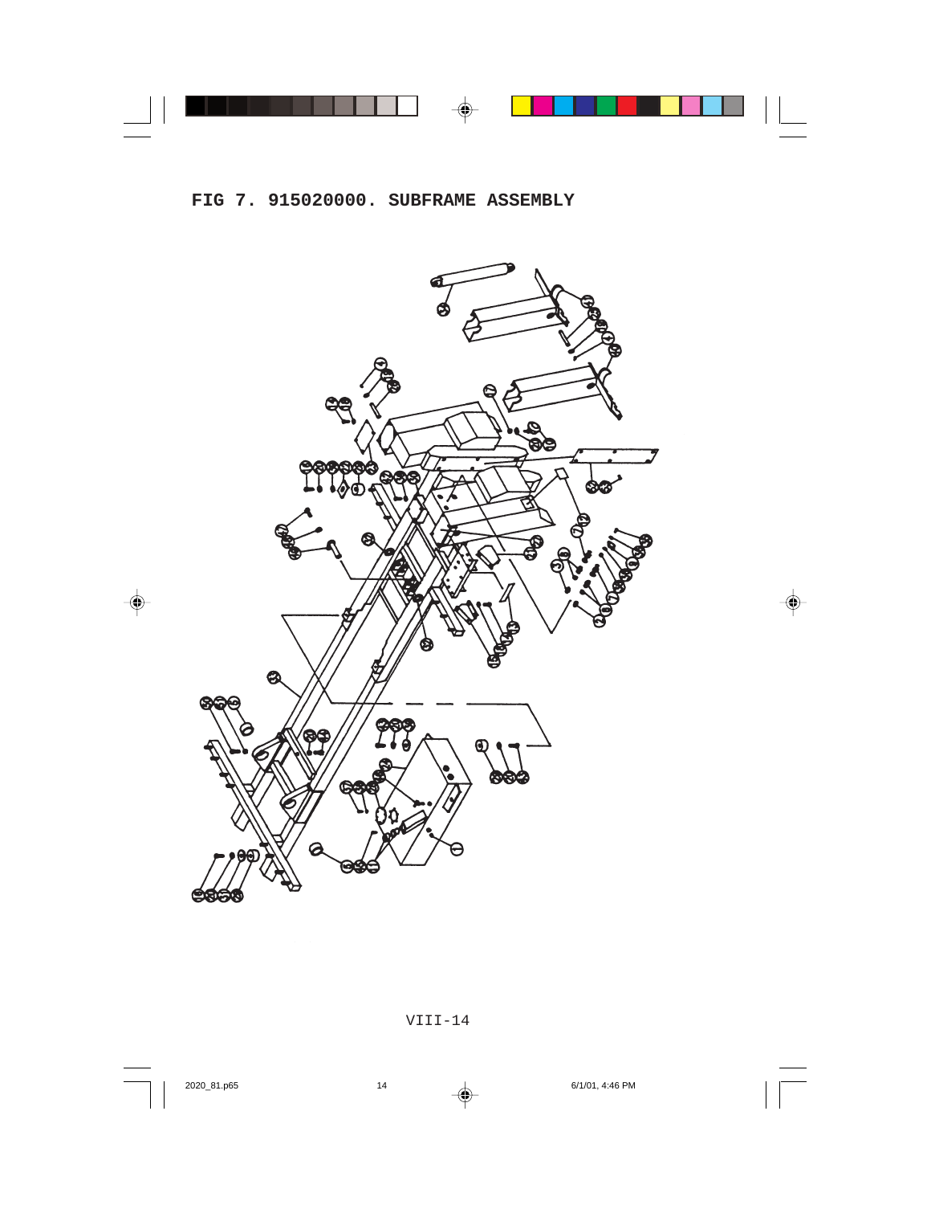# FIG 7. 915020000. SUBFRAME ASSEMBLY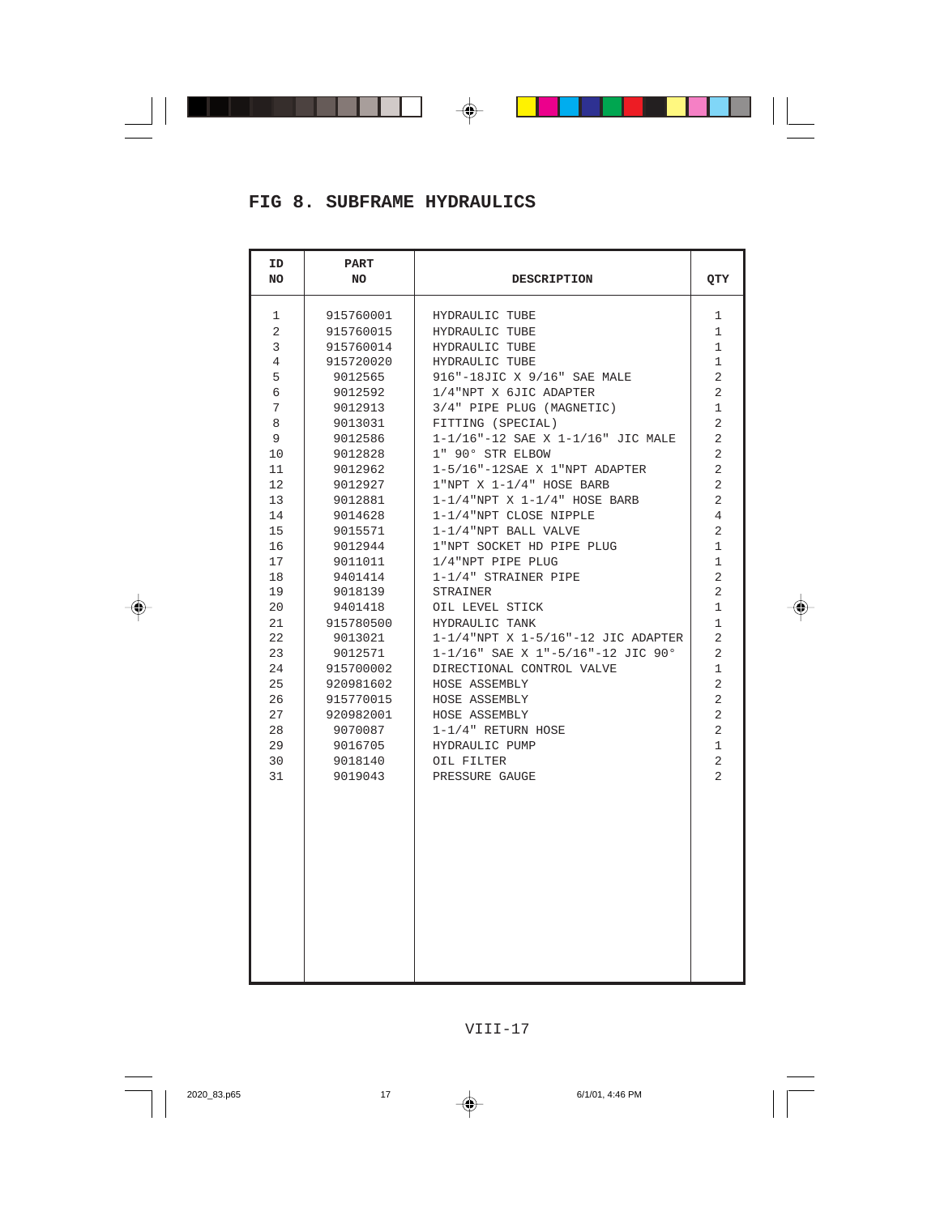# FIG 8. SUBFRAME HYDRAULICS

| ID NO | PART NO | DESCRIPTION | QTY |
|---|---|---|---|
| 1 | 915760001 | HYDRAULIC TUBE | 1 |
| 2 | 915760015 | HYDRAULIC TUBE | 1 |
| 3 | 915760014 | HYDRAULIC TUBE | 1 |
| 4 | 915720020 | HYDRAULIC TUBE | 1 |
| 5 | 9012565 | 916"-18JIC X 9/16" SAE MALE | 2 |
| 6 | 9012592 | 1/4"NPT X 6JIC ADAPTER | 2 |
| 7 | 9012913 | 3/4" PIPE PLUG (MAGNETIC) | 1 |
| 8 | 9013031 | FITTING (SPECIAL) | 2 |
| 9 | 9012586 | 1-1/16"-12 SAE X 1-1/16" JIC MALE | 2 |
| 10 | 9012828 | 1" 90° STR ELBOW | 2 |
| 11 | 9012962 | 1-5/16"-12SAE X 1"NPT ADAPTER | 2 |
| 12 | 9012927 | 1"NPT X 1-1/4" HOSE BARB | 2 |
| 13 | 9012881 | 1-1/4"NPT X 1-1/4" HOSE BARB | 2 |
| 14 | 9014628 | 1-1/4"NPT CLOSE NIPPLE | 4 |
| 15 | 9015571 | 1-1/4"NPT BALL VALVE | 2 |
| 16 | 9012944 | 1"NPT SOCKET HD PIPE PLUG | 1 |
| 17 | 9011011 | 1/4"NPT PIPE PLUG | 1 |
| 18 | 9401414 | 1-1/4" STRAINER PIPE | 2 |
| 19 | 9018139 | STRAINER | 2 |
| 20 | 9401418 | OIL LEVEL STICK | 1 |
| 21 | 915780500 | HYDRAULIC TANK | 1 |
| 22 | 9013021 | 1-1/4"NPT X 1-5/16"-12 JIC ADAPTER | 2 |
| 23 | 9012571 | 1-1/16" SAE X 1"-5/16"-12 JIC 90° | 2 |
| 24 | 915700002 | DIRECTIONAL CONTROL VALVE | 1 |
| 25 | 920981602 | HOSE ASSEMBLY | 2 |
| 26 | 915770015 | HOSE ASSEMBLY | 2 |
| 27 | 920982001 | HOSE ASSEMBLY | 2 |
| 28 | 9070087 | 1-1/4" RETURN HOSE | 2 |
| 29 | 9016705 | HYDRAULIC PUMP | 1 |
| 30 | 9018140 | OIL FILTER | 2 |
| 31 | 9019043 | PRESSURE GAUGE | 2 |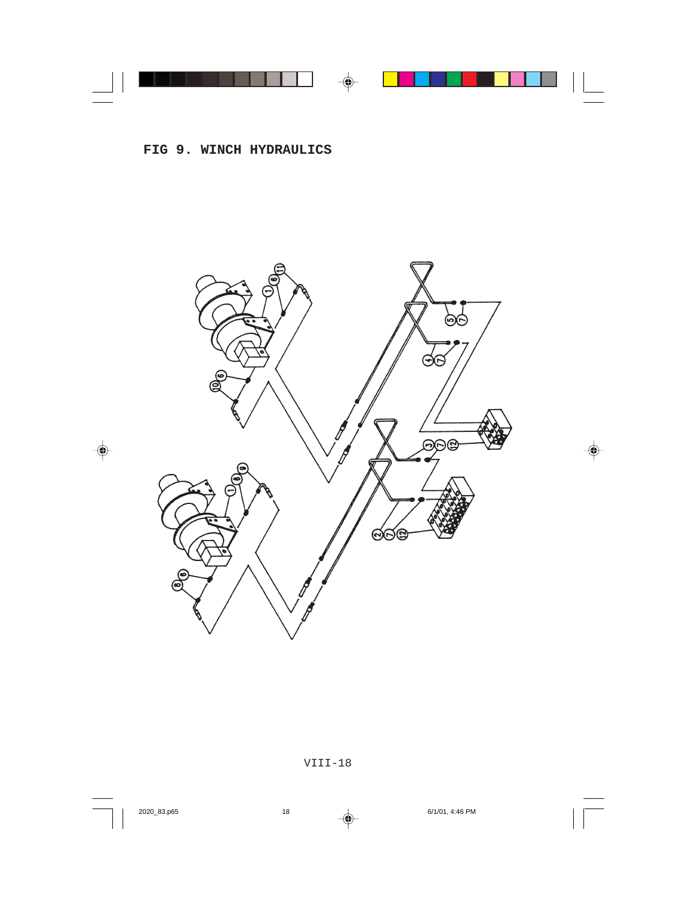# FIG 9. WINCH HYDRAULICS

11
6
1
5
7
4
7
6
10
3
7
12
9
6
1
2
7
12
6
8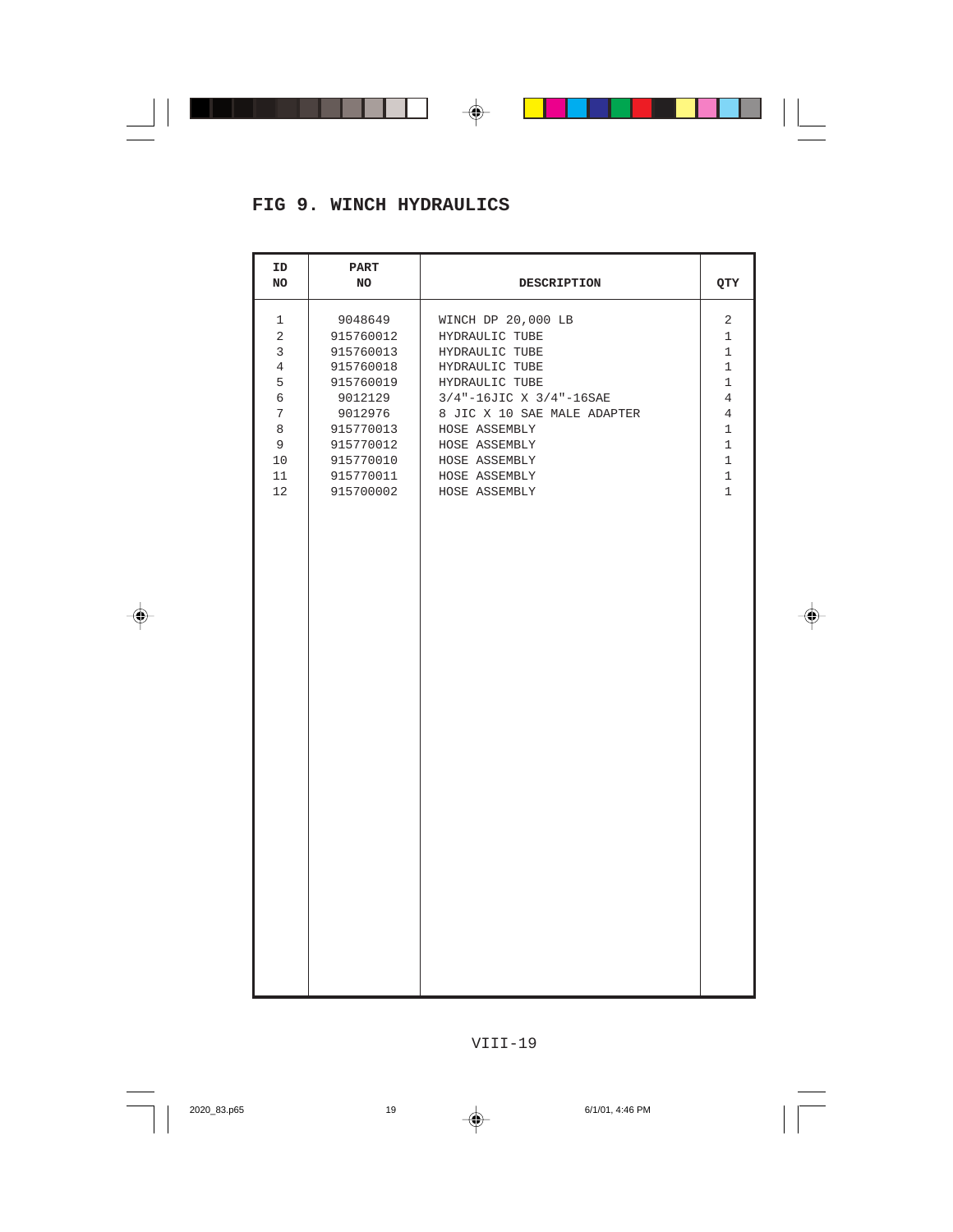## FIG 9. WINCH HYDRAULICS

| ID NO | PART NO | DESCRIPTION | QTY |
|---|---|---|---|
| 1 | 9048649 | WINCH DP 20,000 LB | 2 |
| 2 | 915760012 | HYDRAULIC TUBE | 1 |
| 3 | 915760013 | HYDRAULIC TUBE | 1 |
| 4 | 915760018 | HYDRAULIC TUBE | 1 |
| 5 | 915760019 | HYDRAULIC TUBE | 1 |
| 6 | 9012129 | 3/4"-16JIC X 3/4"-16SAE | 4 |
| 7 | 9012976 | 8 JIC X 10 SAE MALE ADAPTER | 4 |
| 8 | 915770013 | HOSE ASSEMBLY | 1 |
| 9 | 915770012 | HOSE ASSEMBLY | 1 |
| 10 | 915770010 | HOSE ASSEMBLY | 1 |
| 11 | 915770011 | HOSE ASSEMBLY | 1 |
| 12 | 915700002 | HOSE ASSEMBLY | 1 |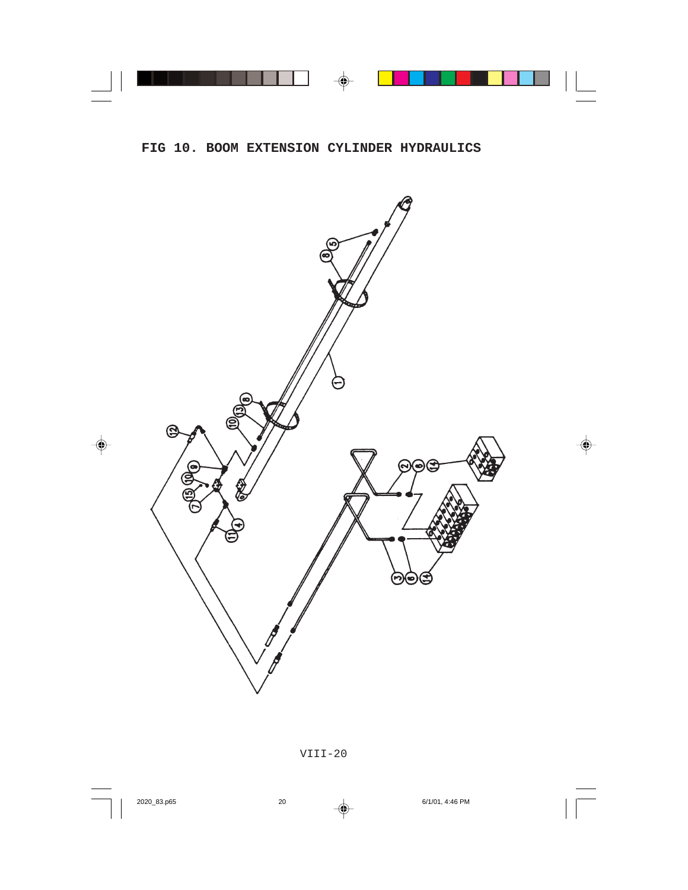# FIG 10. BOOM EXTENSION CYLINDER HYDRAULICS

1
2
3
4
5
6
7
8
9
10
11
12
13
14
15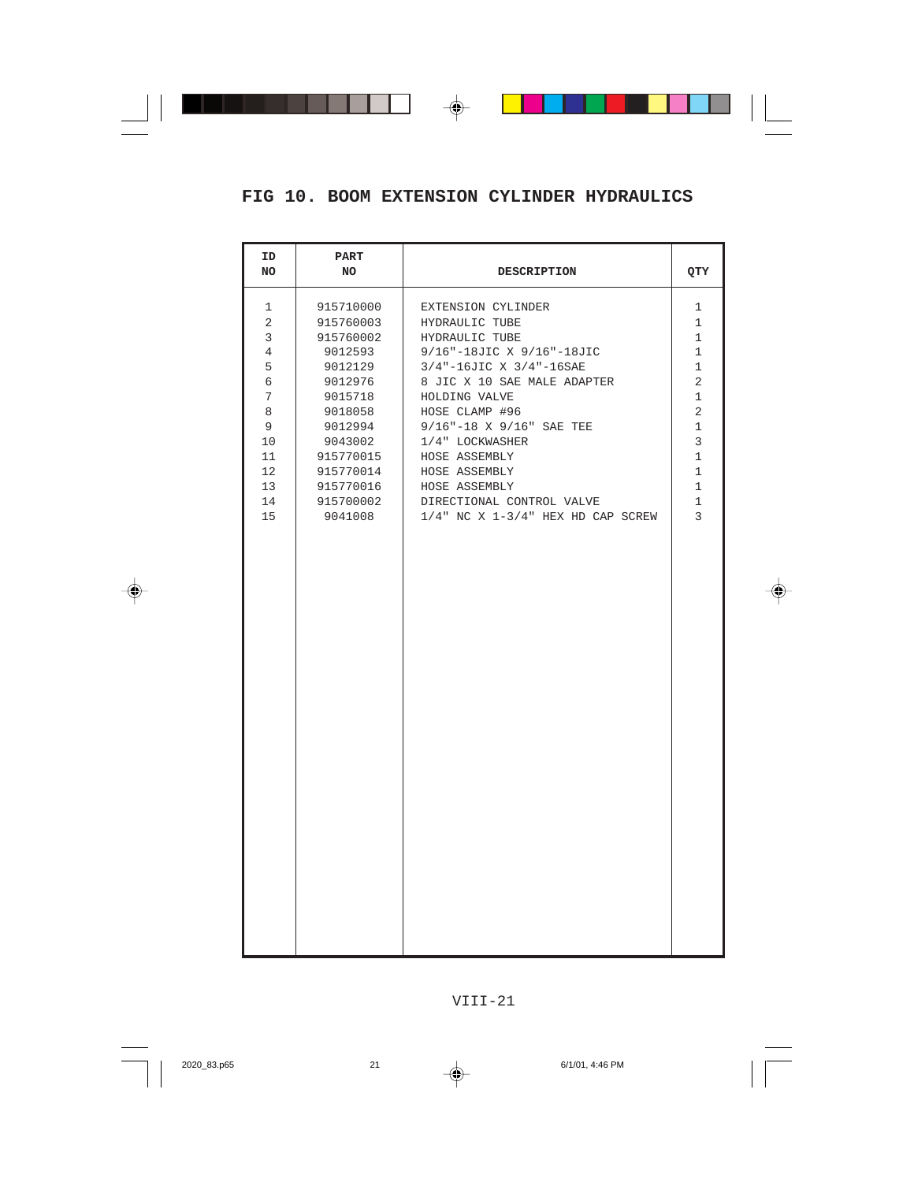# FIG 10. BOOM EXTENSION CYLINDER HYDRAULICS

| ID NO | PART NO | DESCRIPTION | QTY |
|---|---|---|---|
| 1 | 915710000 | EXTENSION CYLINDER | 1 |
| 2 | 915760003 | HYDRAULIC TUBE | 1 |
| 3 | 915760002 | HYDRAULIC TUBE | 1 |
| 4 | 9012593 | 9/16"-18JIC X 9/16"-18JIC | 1 |
| 5 | 9012129 | 3/4"-16JIC X 3/4"-16SAE | 1 |
| 6 | 9012976 | 8 JIC X 10 SAE MALE ADAPTER | 2 |
| 7 | 9015718 | HOLDING VALVE | 1 |
| 8 | 9018058 | HOSE CLAMP #96 | 2 |
| 9 | 9012994 | 9/16"-18 X 9/16" SAE TEE | 1 |
| 10 | 9043002 | 1/4" LOCKWASHER | 3 |
| 11 | 915770015 | HOSE ASSEMBLY | 1 |
| 12 | 915770014 | HOSE ASSEMBLY | 1 |
| 13 | 915770016 | HOSE ASSEMBLY | 1 |
| 14 | 915700002 | DIRECTIONAL CONTROL VALVE | 1 |
| 15 | 9041008 | 1/4" NC X 1-3/4" HEX HD CAP SCREW | 3 |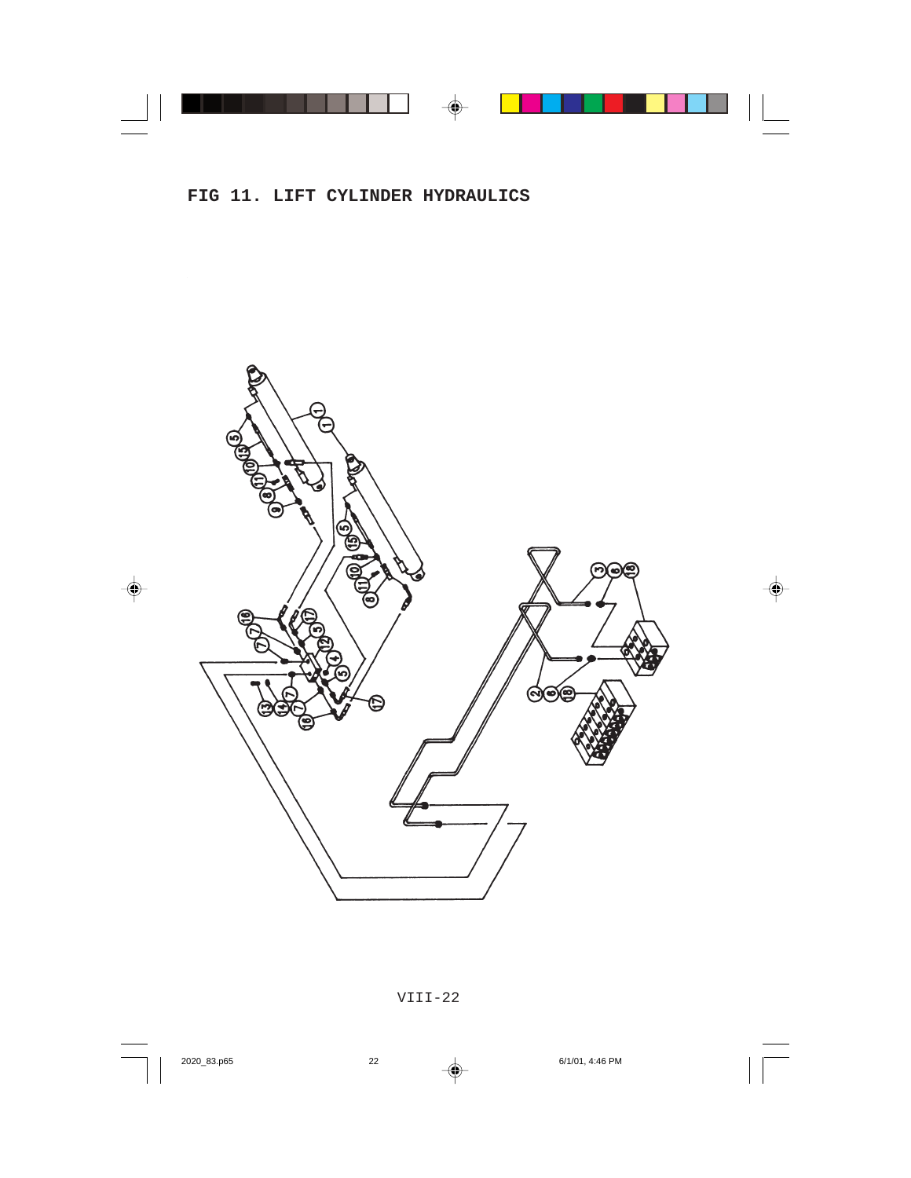# FIG 11. LIFT CYLINDER HYDRAULICS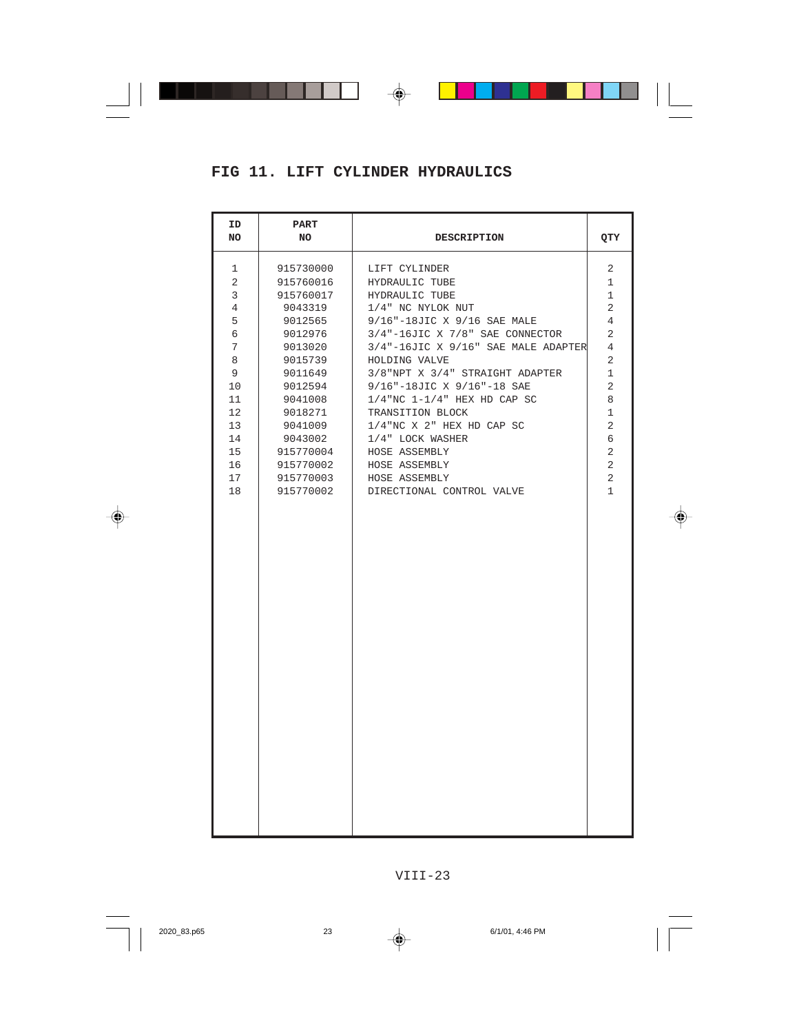## FIG 11. LIFT CYLINDER HYDRAULICS

| ID NO | PART NO | DESCRIPTION | QTY |
|---|---|---|---|
| 1 | 915730000 | LIFT CYLINDER | 2 |
| 2 | 915760016 | HYDRAULIC TUBE | 1 |
| 3 | 915760017 | HYDRAULIC TUBE | 1 |
| 4 | 9043319 | 1/4" NC NYLOK NUT | 2 |
| 5 | 9012565 | 9/16"-18JIC X 9/16 SAE MALE | 4 |
| 6 | 9012976 | 3/4"-16JIC X 7/8" SAE CONNECTOR | 2 |
| 7 | 9013020 | 3/4"-16JIC X 9/16" SAE MALE ADAPTER | 4 |
| 8 | 9015739 | HOLDING VALVE | 2 |
| 9 | 9011649 | 3/8"NPT X 3/4" STRAIGHT ADAPTER | 1 |
| 10 | 9012594 | 9/16"-18JIC X 9/16"-18 SAE | 2 |
| 11 | 9041008 | 1/4"NC 1-1/4" HEX HD CAP SC | 8 |
| 12 | 9018271 | TRANSITION BLOCK | 1 |
| 13 | 9041009 | 1/4"NC X 2" HEX HD CAP SC | 2 |
| 14 | 9043002 | 1/4" LOCK WASHER | 6 |
| 15 | 915770004 | HOSE ASSEMBLY | 2 |
| 16 | 915770002 | HOSE ASSEMBLY | 2 |
| 17 | 915770003 | HOSE ASSEMBLY | 2 |
| 18 | 915770002 | DIRECTIONAL CONTROL VALVE | 1 |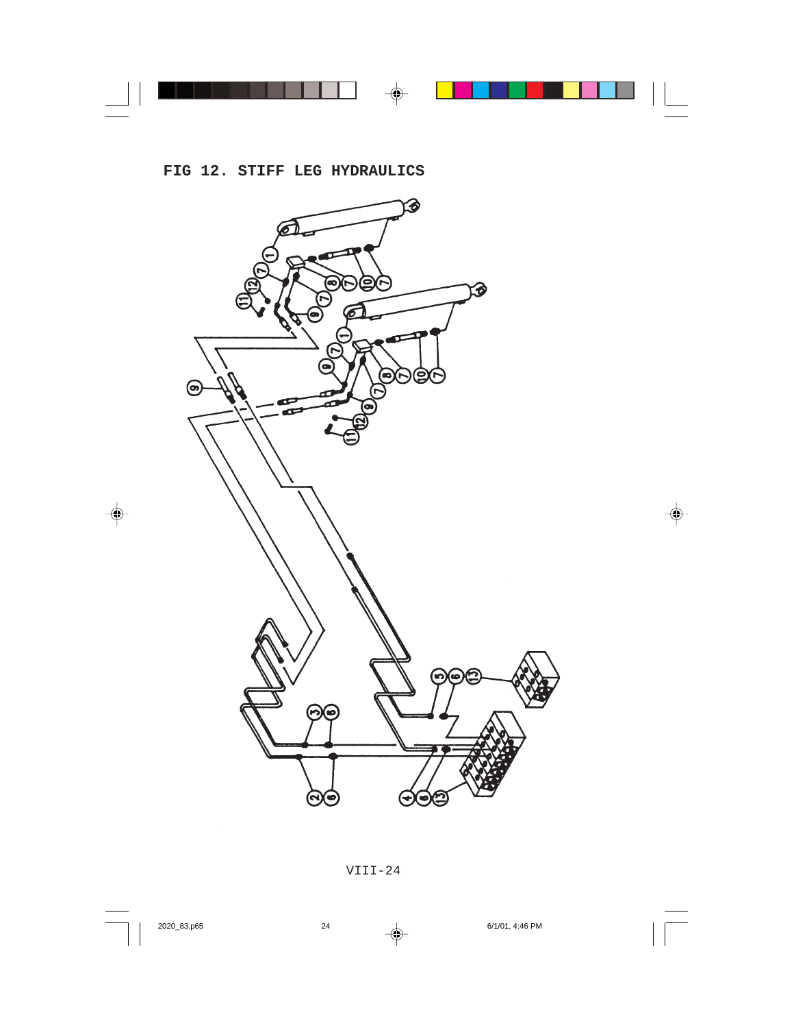# FIG 12. STIFF LEG HYDRAULICS

1
7
12
11
8
7
10
7
7
9
1
7
9
8
7
10
7
9
7
9
12
11
5
6
13
3
6
2
6
4
6
13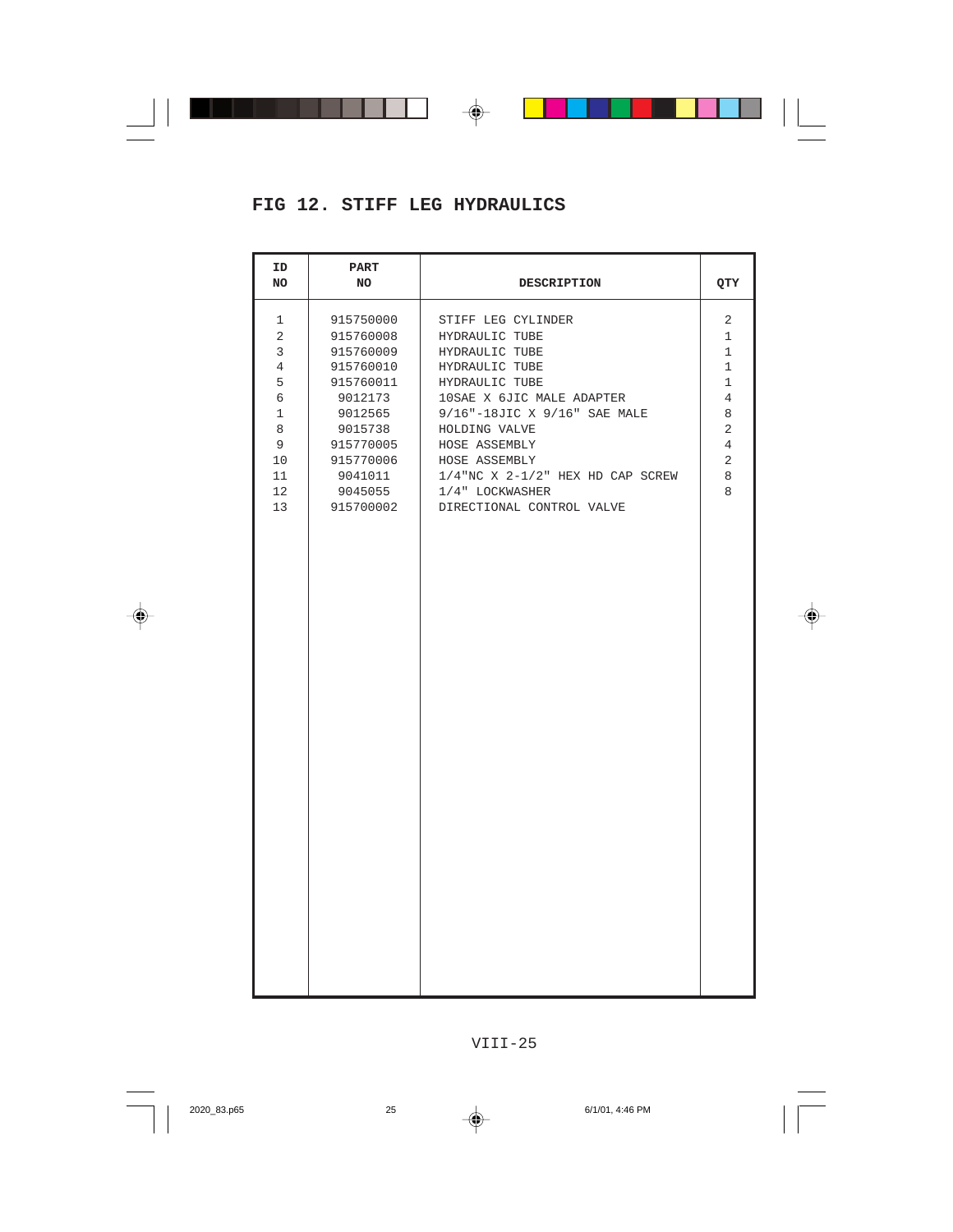# FIG 12. STIFF LEG HYDRAULICS

| ID NO | PART NO | DESCRIPTION | QTY |
|---|---|---|---|
| 1 | 915750000 | STIFF LEG CYLINDER | 2 |
| 2 | 915760008 | HYDRAULIC TUBE | 1 |
| 3 | 915760009 | HYDRAULIC TUBE | 1 |
| 4 | 915760010 | HYDRAULIC TUBE | 1 |
| 5 | 915760011 | HYDRAULIC TUBE | 1 |
| 6 | 9012173 | 10SAE X 6JIC MALE ADAPTER | 4 |
| 1 | 9012565 | 9/16"-18JIC X 9/16" SAE MALE | 8 |
| 8 | 9015738 | HOLDING VALVE | 2 |
| 9 | 915770005 | HOSE ASSEMBLY | 4 |
| 10 | 915770006 | HOSE ASSEMBLY | 2 |
| 11 | 9041011 | 1/4"NC X 2-1/2" HEX HD CAP SCREW | 8 |
| 12 | 9045055 | 1/4" LOCKWASHER | 8 |
| 13 | 915700002 | DIRECTIONAL CONTROL VALVE | |

VIII-25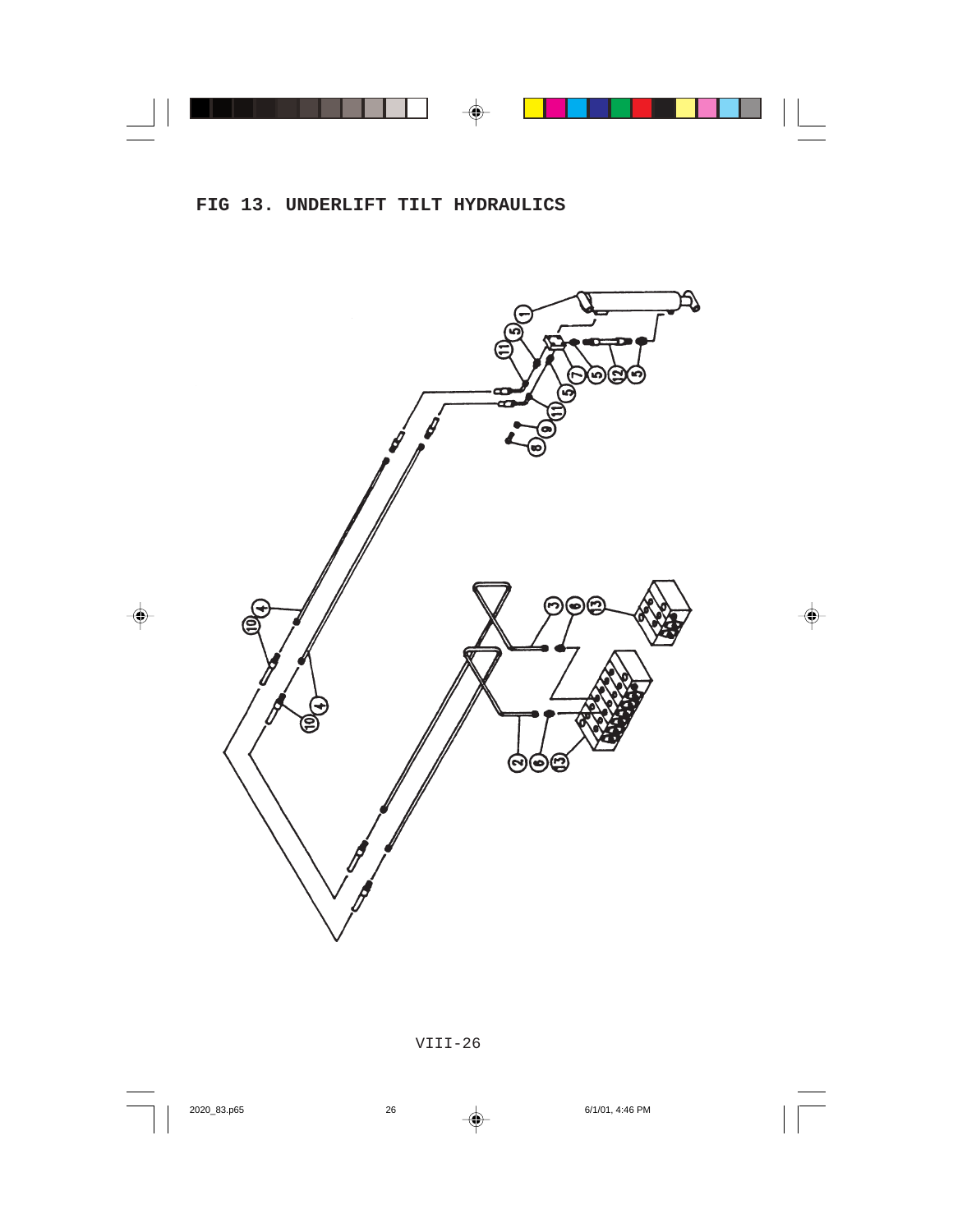# FIG 13. UNDERLIFT TILT HYDRAULICS

1
5
11
7
5
12
5
5
11
9
8
4
10
3
6
13
4
10
2
6
13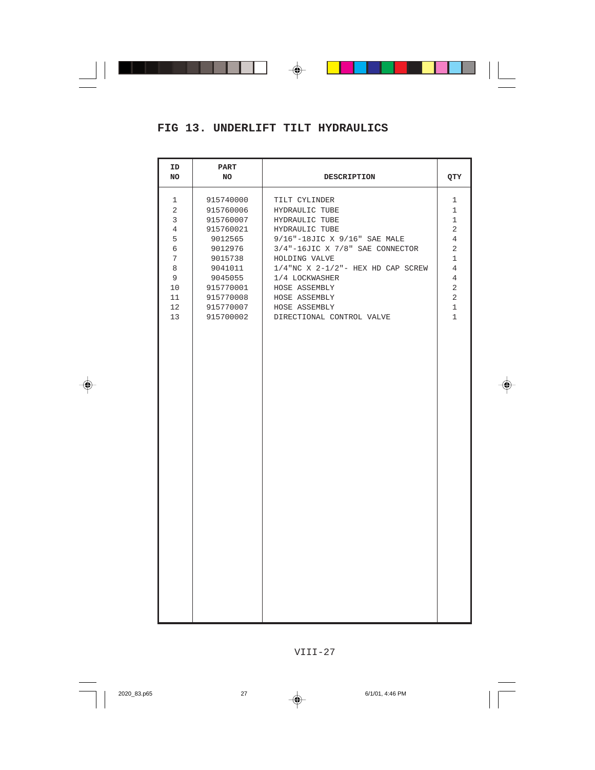# FIG 13. UNDERLIFT TILT HYDRAULICS

| ID NO | PART NO | DESCRIPTION | QTY |
|---|---|---|---|
| 1 | 915740000 | TILT CYLINDER | 1 |
| 2 | 915760006 | HYDRAULIC TUBE | 1 |
| 3 | 915760007 | HYDRAULIC TUBE | 1 |
| 4 | 915760021 | HYDRAULIC TUBE | 2 |
| 5 | 9012565 | 9/16"-18JIC X 9/16" SAE MALE | 4 |
| 6 | 9012976 | 3/4"-16JIC X 7/8" SAE CONNECTOR | 2 |
| 7 | 9015738 | HOLDING VALVE | 1 |
| 8 | 9041011 | 1/4"NC X 2-1/2"- HEX HD CAP SCREW | 4 |
| 9 | 9045055 | 1/4 LOCKWASHER | 4 |
| 10 | 915770001 | HOSE ASSEMBLY | 2 |
| 11 | 915770008 | HOSE ASSEMBLY | 2 |
| 12 | 915770007 | HOSE ASSEMBLY | 1 |
| 13 | 915700002 | DIRECTIONAL CONTROL VALVE | 1 |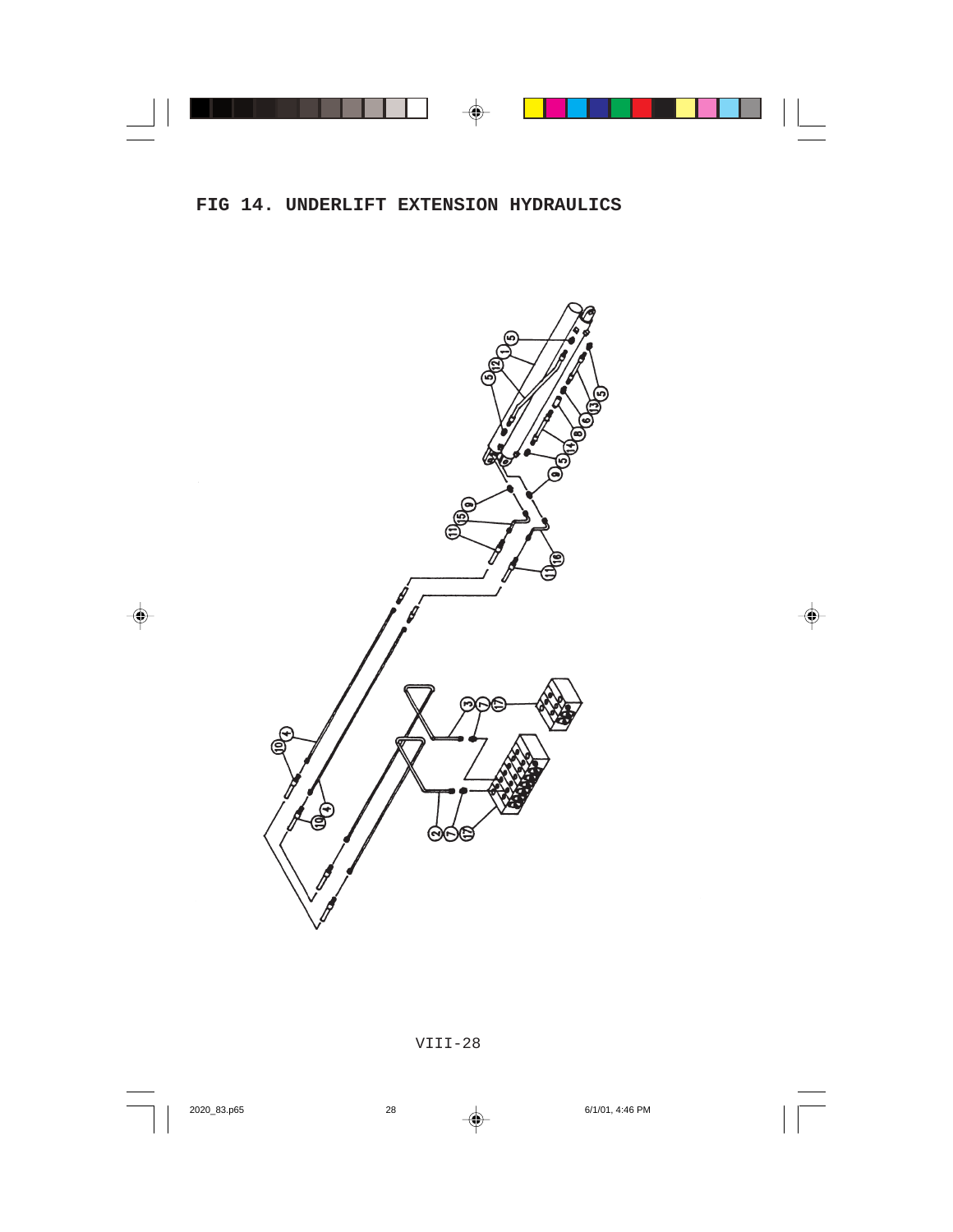# FIG 14. UNDERLIFT EXTENSION HYDRAULICS

5
1
12
5
5
13
6
8
14
5
8
9
15
11
16
11
4
10
4
10
3
7
17
2
7
17

VIII-28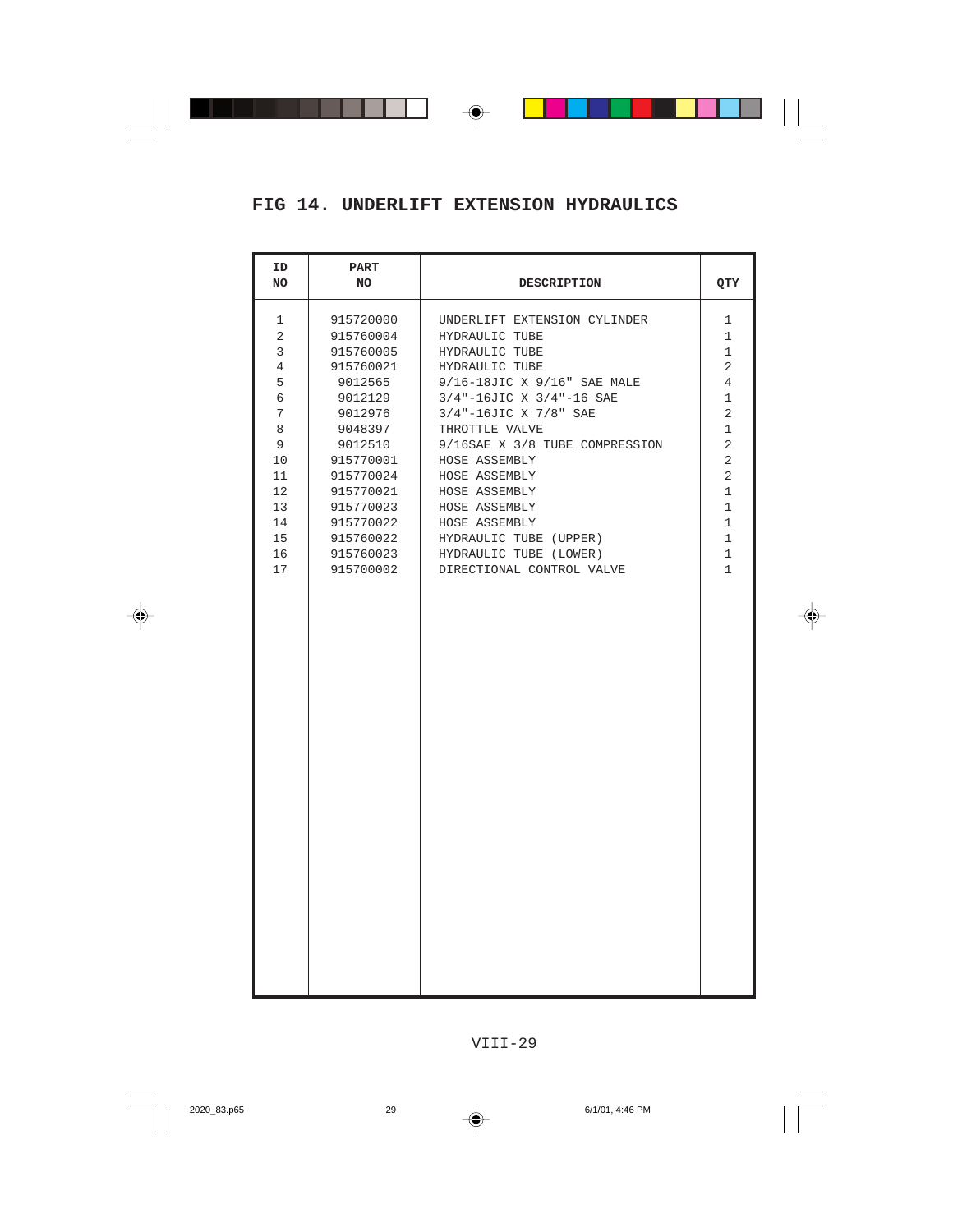## FIG 14. UNDERLIFT EXTENSION HYDRAULICS

| ID NO | PART NO | DESCRIPTION | QTY |
|---|---|---|---|
| 1 | 915720000 | UNDERLIFT EXTENSION CYLINDER | 1 |
| 2 | 915760004 | HYDRAULIC TUBE | 1 |
| 3 | 915760005 | HYDRAULIC TUBE | 1 |
| 4 | 915760021 | HYDRAULIC TUBE | 2 |
| 5 | 9012565 | 9/16-18JIC X 9/16" SAE MALE | 4 |
| 6 | 9012129 | 3/4"-16JIC X 3/4"-16 SAE | 1 |
| 7 | 9012976 | 3/4"-16JIC X 7/8" SAE | 2 |
| 8 | 9048397 | THROTTLE VALVE | 1 |
| 9 | 9012510 | 9/16SAE X 3/8 TUBE COMPRESSION | 2 |
| 10 | 915770001 | HOSE ASSEMBLY | 2 |
| 11 | 915770024 | HOSE ASSEMBLY | 2 |
| 12 | 915770021 | HOSE ASSEMBLY | 1 |
| 13 | 915770023 | HOSE ASSEMBLY | 1 |
| 14 | 915770022 | HOSE ASSEMBLY | 1 |
| 15 | 915760022 | HYDRAULIC TUBE (UPPER) | 1 |
| 16 | 915760023 | HYDRAULIC TUBE (LOWER) | 1 |
| 17 | 915700002 | DIRECTIONAL CONTROL VALVE | 1 |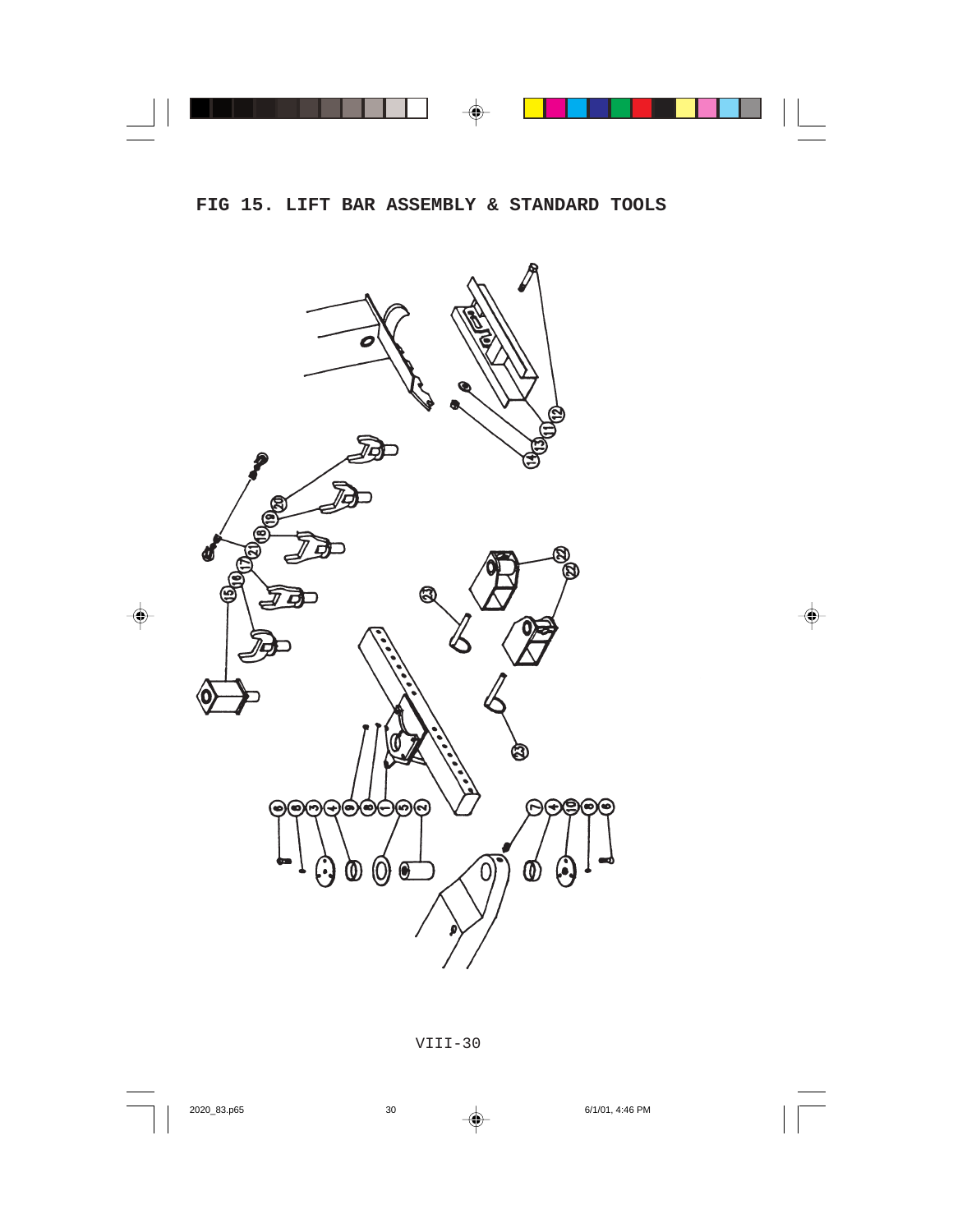# FIG 15. LIFT BAR ASSEMBLY & STANDARD TOOLS

12
11
13
14
20
19
18
21
17
16
15
22
22
23
23
6
8
3
4
9
8
1
5
2
7
4
10
8
6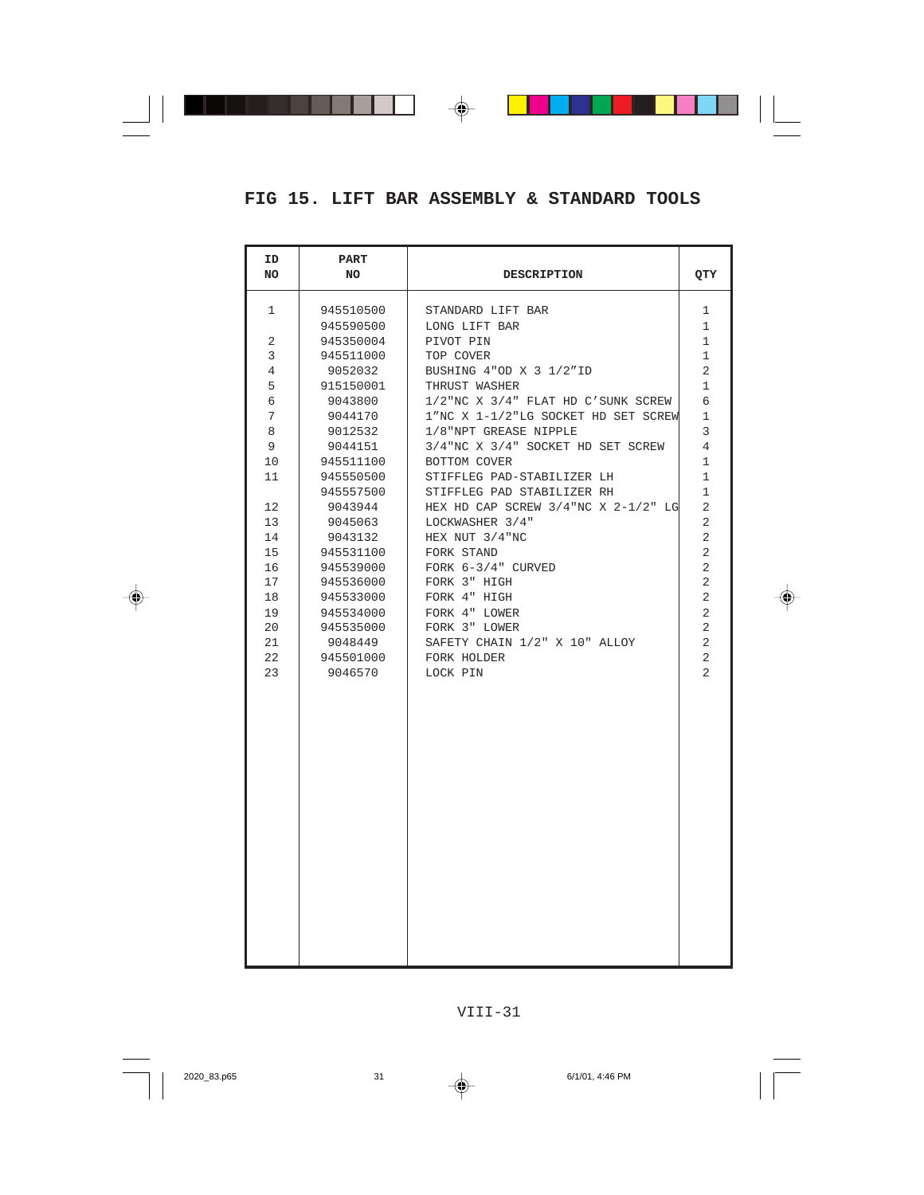## FIG 15. LIFT BAR ASSEMBLY & STANDARD TOOLS

| ID NO | PART NO | DESCRIPTION | QTY |
|---|---|---|---|
| 1 | 945510500 | STANDARD LIFT BAR | 1 |
| | 945590500 | LONG LIFT BAR | 1 |
| 2 | 945350004 | PIVOT PIN | 1 |
| 3 | 945511000 | TOP COVER | 1 |
| 4 | 9052032 | BUSHING 4"OD X 3 1/2"ID | 2 |
| 5 | 915150001 | THRUST WASHER | 1 |
| 6 | 9043800 | 1/2"NC X 3/4" FLAT HD C'SUNK SCREW | 6 |
| 7 | 9044170 | 1"NC X 1-1/2"LG SOCKET HD SET SCREW | 1 |
| 8 | 9012532 | 1/8"NPT GREASE NIPPLE | 3 |
| 9 | 9044151 | 3/4"NC X 3/4" SOCKET HD SET SCREW | 4 |
| 10 | 945511100 | BOTTOM COVER | 1 |
| 11 | 945550500 | STIFFLEG PAD-STABILIZER LH | 1 |
| | 945557500 | STIFFLEG PAD STABILIZER RH | 1 |
| 12 | 9043944 | HEX HD CAP SCREW 3/4"NC X 2-1/2" LG | 2 |
| 13 | 9045063 | LOCKWASHER 3/4" | 2 |
| 14 | 9043132 | HEX NUT 3/4"NC | 2 |
| 15 | 945531100 | FORK STAND | 2 |
| 16 | 945539000 | FORK 6-3/4" CURVED | 2 |
| 17 | 945536000 | FORK 3" HIGH | 2 |
| 18 | 945533000 | FORK 4" HIGH | 2 |
| 19 | 945534000 | FORK 4" LOWER | 2 |
| 20 | 945535000 | FORK 3" LOWER | 2 |
| 21 | 9048449 | SAFETY CHAIN 1/2" X 10" ALLOY | 2 |
| 22 | 945501000 | FORK HOLDER | 2 |
| 23 | 9046570 | LOCK PIN | 2 |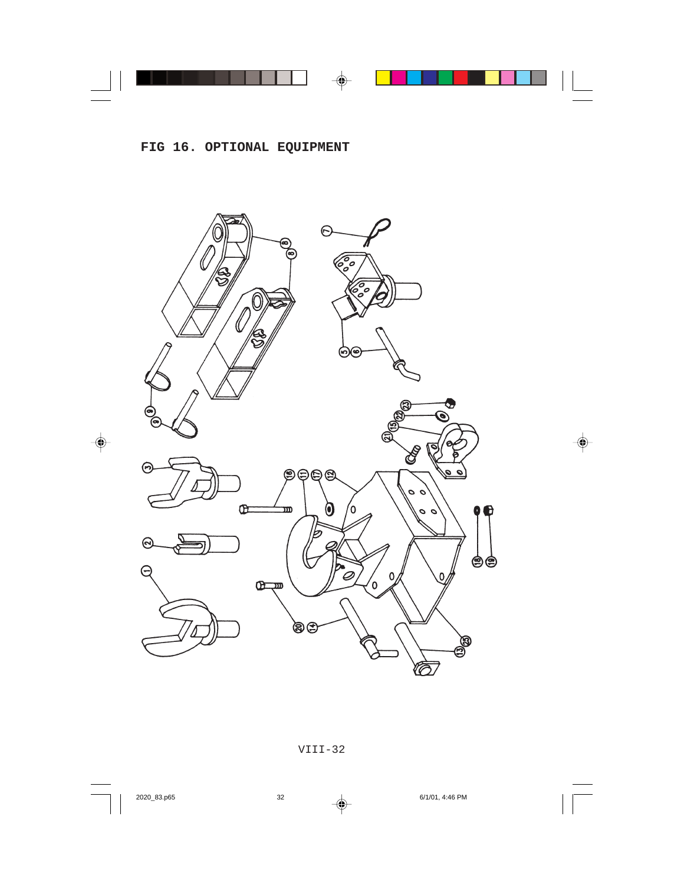# FIG 16. OPTIONAL EQUIPMENT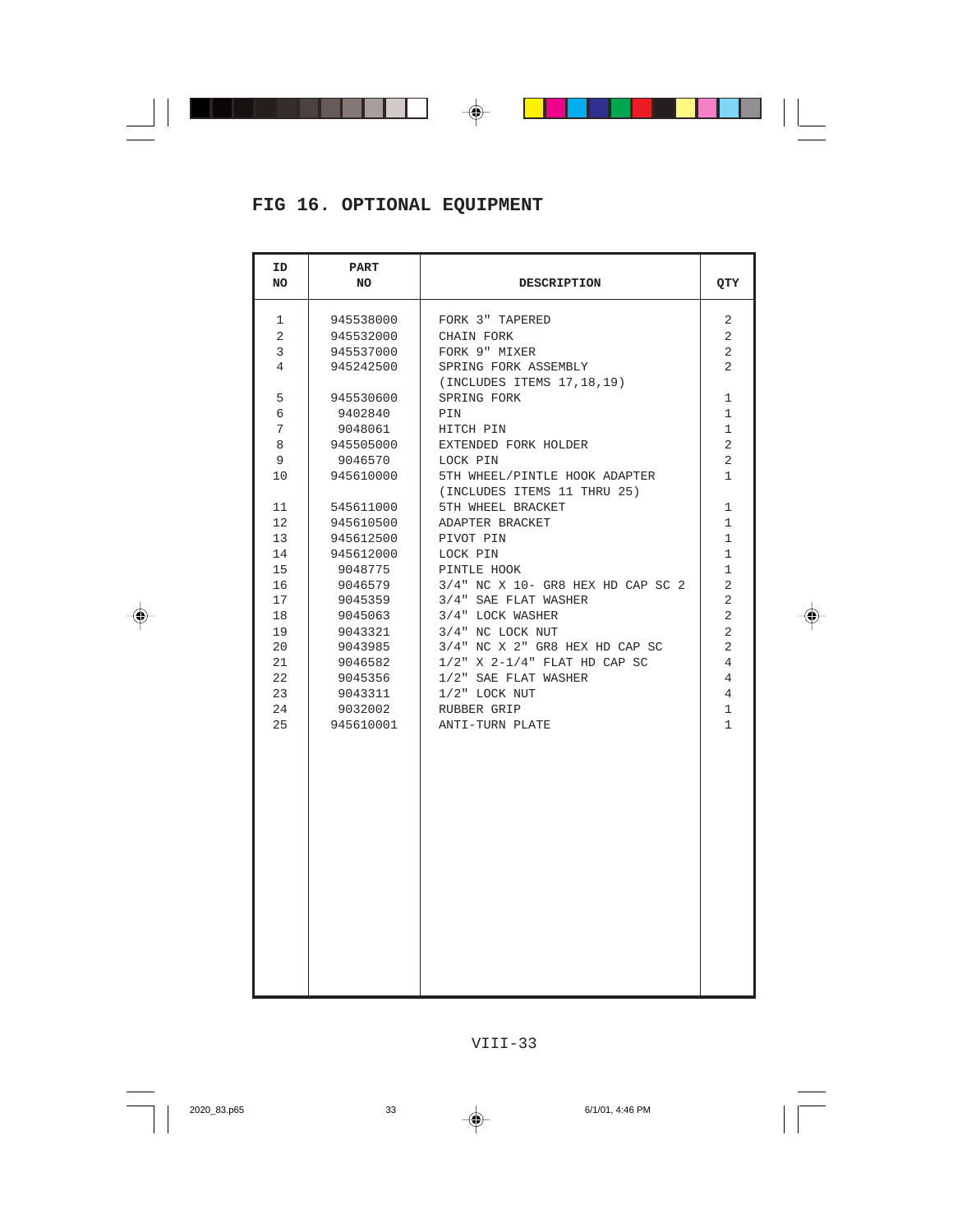## FIG 16. OPTIONAL EQUIPMENT

| ID NO | PART NO | DESCRIPTION | QTY |
|---|---|---|---|
| 1 | 945538000 | FORK 3" TAPERED | 2 |
| 2 | 945532000 | CHAIN FORK | 2 |
| 3 | 945537000 | FORK 9" MIXER | 2 |
| 4 | 945242500 | SPRING FORK ASSEMBLY (INCLUDES ITEMS 17,18,19) | 2 |
| 5 | 945530600 | SPRING FORK | 1 |
| 6 | 9402840 | PIN | 1 |
| 7 | 9048061 | HITCH PIN | 1 |
| 8 | 945505000 | EXTENDED FORK HOLDER | 2 |
| 9 | 9046570 | LOCK PIN | 2 |
| 10 | 945610000 | 5TH WHEEL/PINTLE HOOK ADAPTER (INCLUDES ITEMS 11 THRU 25) | 1 |
| 11 | 545611000 | 5TH WHEEL BRACKET | 1 |
| 12 | 945610500 | ADAPTER BRACKET | 1 |
| 13 | 945612500 | PIVOT PIN | 1 |
| 14 | 945612000 | LOCK PIN | 1 |
| 15 | 9048775 | PINTLE HOOK | 1 |
| 16 | 9046579 | 3/4" NC X 10- GR8 HEX HD CAP SC 2 | 2 |
| 17 | 9045359 | 3/4" SAE FLAT WASHER | 2 |
| 18 | 9045063 | 3/4" LOCK WASHER | 2 |
| 19 | 9043321 | 3/4" NC LOCK NUT | 2 |
| 20 | 9043985 | 3/4" NC X 2" GR8 HEX HD CAP SC | 2 |
| 21 | 9046582 | 1/2" X 2-1/4" FLAT HD CAP SC | 4 |
| 22 | 9045356 | 1/2" SAE FLAT WASHER | 4 |
| 23 | 9043311 | 1/2" LOCK NUT | 4 |
| 24 | 9032002 | RUBBER GRIP | 1 |
| 25 | 945610001 | ANTI-TURN PLATE | 1 |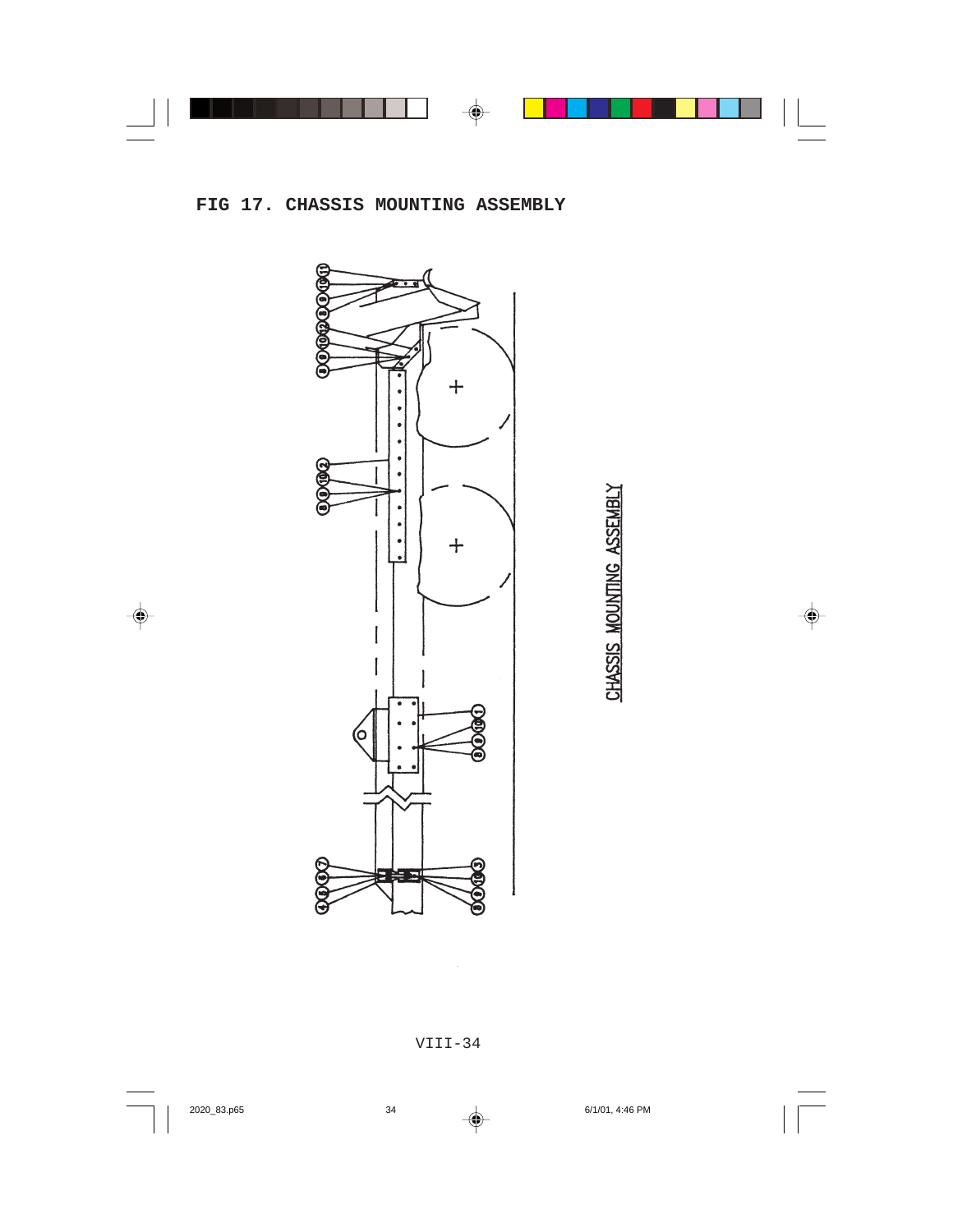# FIG 17. CHASSIS MOUNTING ASSEMBLY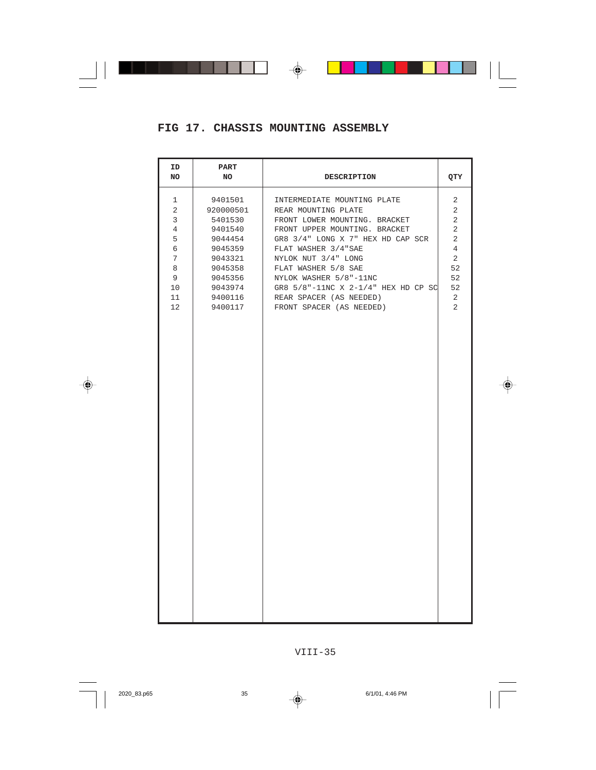## FIG 17. CHASSIS MOUNTING ASSEMBLY

| ID NO | PART NO | DESCRIPTION | QTY |
|---|---|---|---|
| 1 | 9401501 | INTERMEDIATE MOUNTING PLATE | 2 |
| 2 | 920000501 | REAR MOUNTING PLATE | 2 |
| 3 | 5401530 | FRONT LOWER MOUNTING. BRACKET | 2 |
| 4 | 9401540 | FRONT UPPER MOUNTING. BRACKET | 2 |
| 5 | 9044454 | GR8 3/4" LONG X 7" HEX HD CAP SCR | 2 |
| 6 | 9045359 | FLAT WASHER 3/4"SAE | 4 |
| 7 | 9043321 | NYLOK NUT 3/4" LONG | 2 |
| 8 | 9045358 | FLAT WASHER 5/8 SAE | 52 |
| 9 | 9045356 | NYLOK WASHER 5/8"-11NC | 52 |
| 10 | 9043974 | GR8 5/8"-11NC X 2-1/4" HEX HD CP SC | 52 |
| 11 | 9400116 | REAR SPACER (AS NEEDED) | 2 |
| 12 | 9400117 | FRONT SPACER (AS NEEDED) | 2 |

VIII-35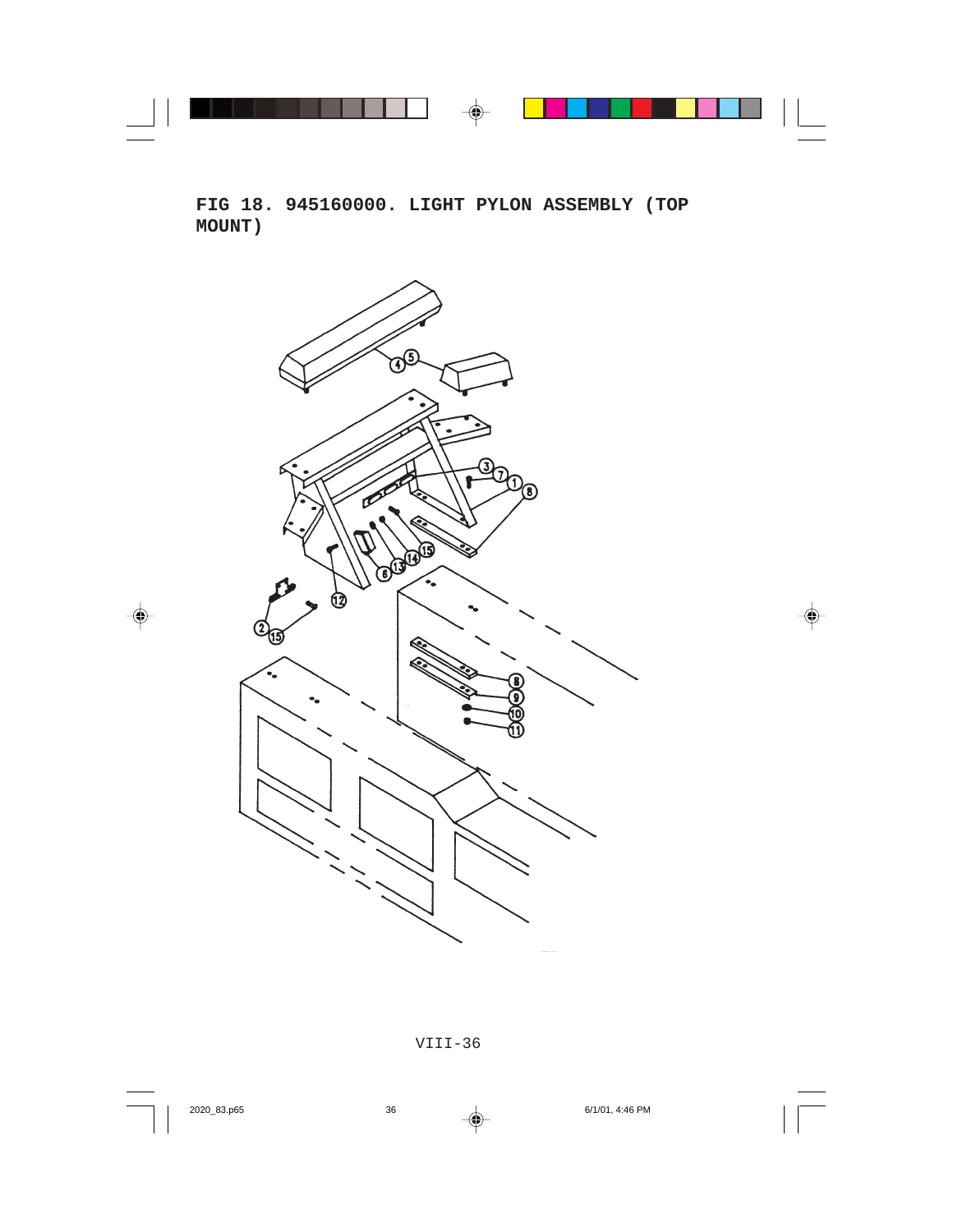# FIG 18. 945160000. LIGHT PYLON ASSEMBLY (TOP MOUNT)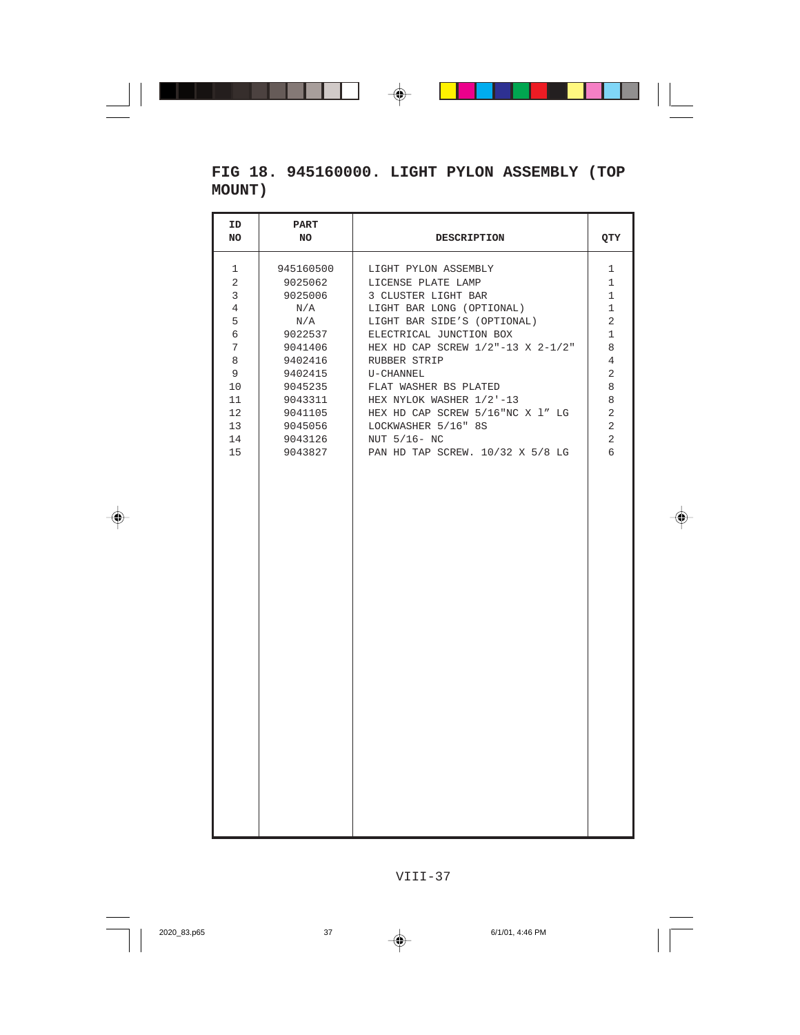## FIG 18. 945160000. LIGHT PYLON ASSEMBLY (TOP MOUNT)

| ID NO | PART NO | DESCRIPTION | QTY |
|---|---|---|---|
| 1 | 945160500 | LIGHT PYLON ASSEMBLY | 1 |
| 2 | 9025062 | LICENSE PLATE LAMP | 1 |
| 3 | 9025006 | 3 CLUSTER LIGHT BAR | 1 |
| 4 | N/A | LIGHT BAR LONG (OPTIONAL) | 1 |
| 5 | N/A | LIGHT BAR SIDE'S (OPTIONAL) | 2 |
| 6 | 9022537 | ELECTRICAL JUNCTION BOX | 1 |
| 7 | 9041406 | HEX HD CAP SCREW 1/2"-13 X 2-1/2" | 8 |
| 8 | 9402416 | RUBBER STRIP | 4 |
| 9 | 9402415 | U-CHANNEL | 2 |
| 10 | 9045235 | FLAT WASHER BS PLATED | 8 |
| 11 | 9043311 | HEX NYLOK WASHER 1/2'-13 | 8 |
| 12 | 9041105 | HEX HD CAP SCREW 5/16"NC X 1" LG | 2 |
| 13 | 9045056 | LOCKWASHER 5/16" 8S | 2 |
| 14 | 9043126 | NUT 5/16- NC | 2 |
| 15 | 9043827 | PAN HD TAP SCREW. 10/32 X 5/8 LG | 6 |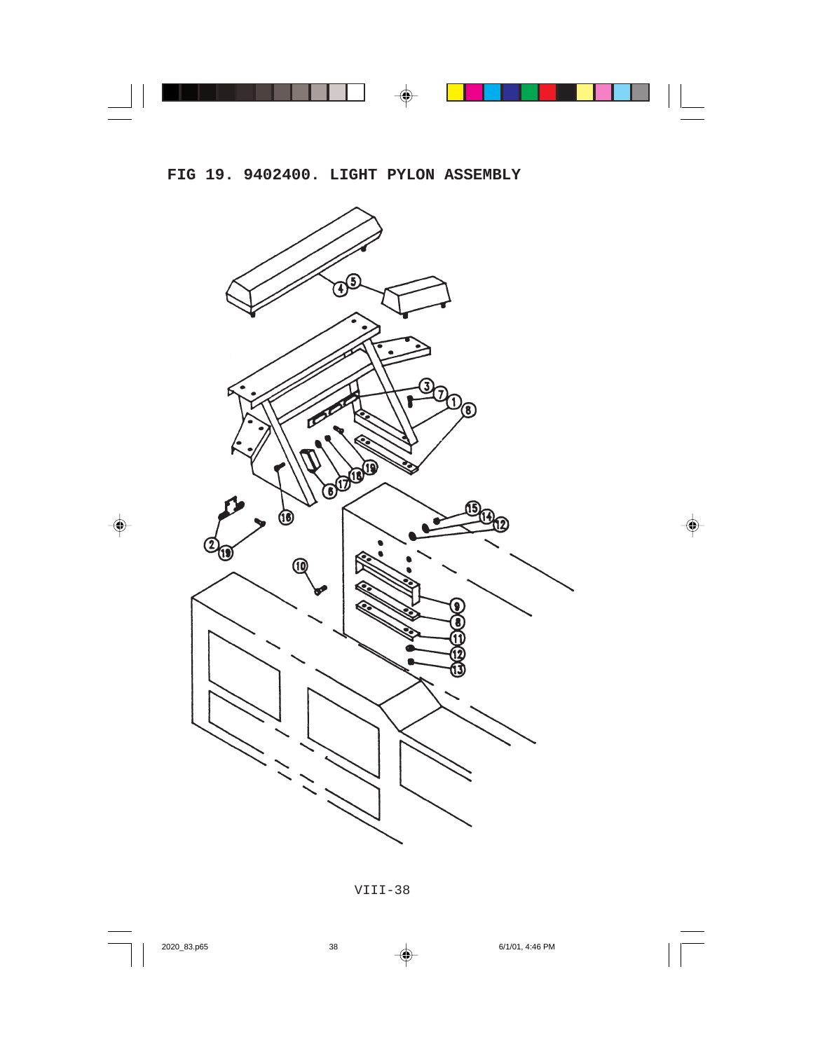# FIG 19. 9402400. LIGHT PYLON ASSEMBLY

4
5
3
7
1
8
19
18
17
6
16
15
14
12
2
19
10
9
8
11
12
13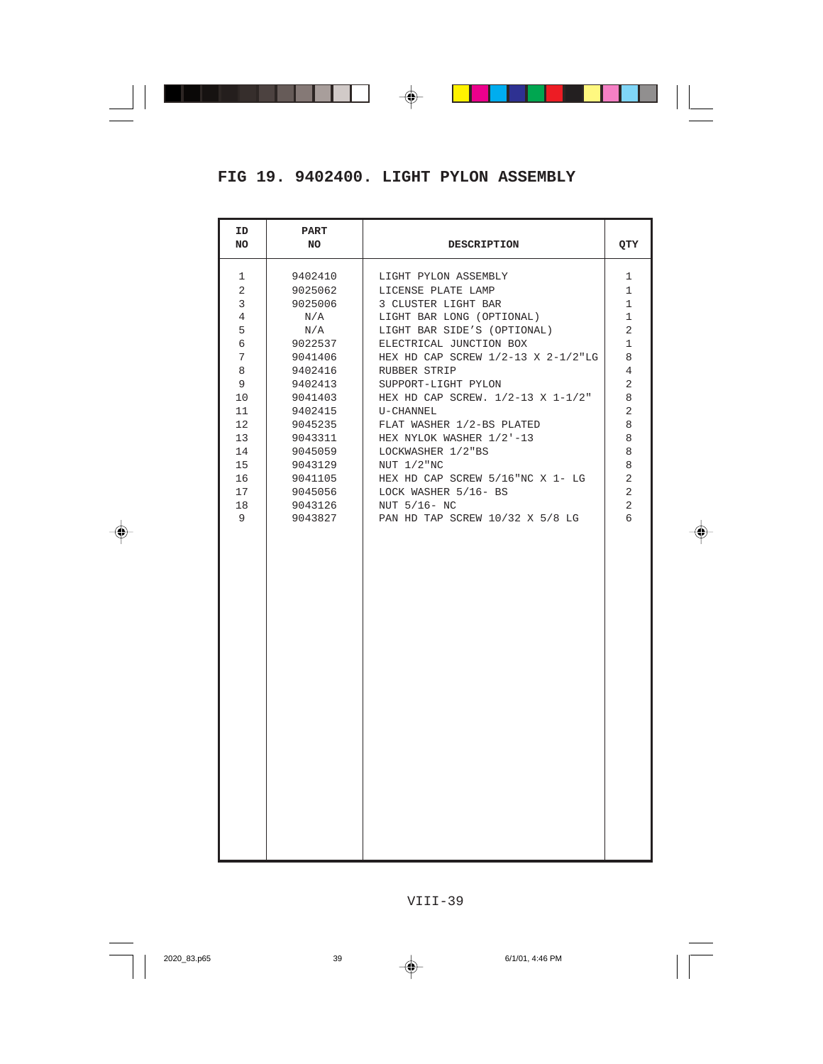## FIG 19. 9402400. LIGHT PYLON ASSEMBLY

| ID NO | PART NO | DESCRIPTION | QTY |
|---|---|---|---|
| 1 | 9402410 | LIGHT PYLON ASSEMBLY | 1 |
| 2 | 9025062 | LICENSE PLATE LAMP | 1 |
| 3 | 9025006 | 3 CLUSTER LIGHT BAR | 1 |
| 4 | N/A | LIGHT BAR LONG (OPTIONAL) | 1 |
| 5 | N/A | LIGHT BAR SIDE'S (OPTIONAL) | 2 |
| 6 | 9022537 | ELECTRICAL JUNCTION BOX | 1 |
| 7 | 9041406 | HEX HD CAP SCREW 1/2-13 X 2-1/2"LG | 8 |
| 8 | 9402416 | RUBBER STRIP | 4 |
| 9 | 9402413 | SUPPORT-LIGHT PYLON | 2 |
| 10 | 9041403 | HEX HD CAP SCREW. 1/2-13 X 1-1/2" | 8 |
| 11 | 9402415 | U-CHANNEL | 2 |
| 12 | 9045235 | FLAT WASHER 1/2-BS PLATED | 8 |
| 13 | 9043311 | HEX NYLOK WASHER 1/2'-13 | 8 |
| 14 | 9045059 | LOCKWASHER 1/2"BS | 8 |
| 15 | 9043129 | NUT 1/2"NC | 8 |
| 16 | 9041105 | HEX HD CAP SCREW 5/16"NC X 1- LG | 2 |
| 17 | 9045056 | LOCK WASHER 5/16- BS | 2 |
| 18 | 9043126 | NUT 5/16- NC | 2 |
| 9 | 9043827 | PAN HD TAP SCREW 10/32 X 5/8 LG | 6 |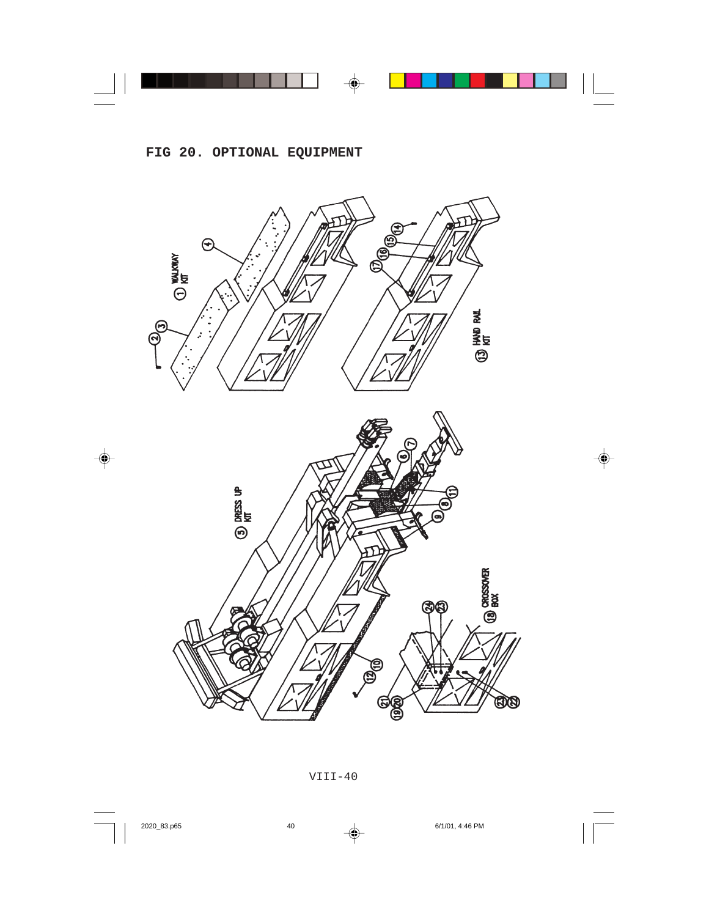# FIG 20. OPTIONAL EQUIPMENT

1 WALKWAY KIT

13 HAND RAIL KIT

5 DRESS UP KIT

18 CROSSOVER BOX

2 3 4 14 15 16 17 6 7 8 9 10 11 12 19 20 21 22 23 24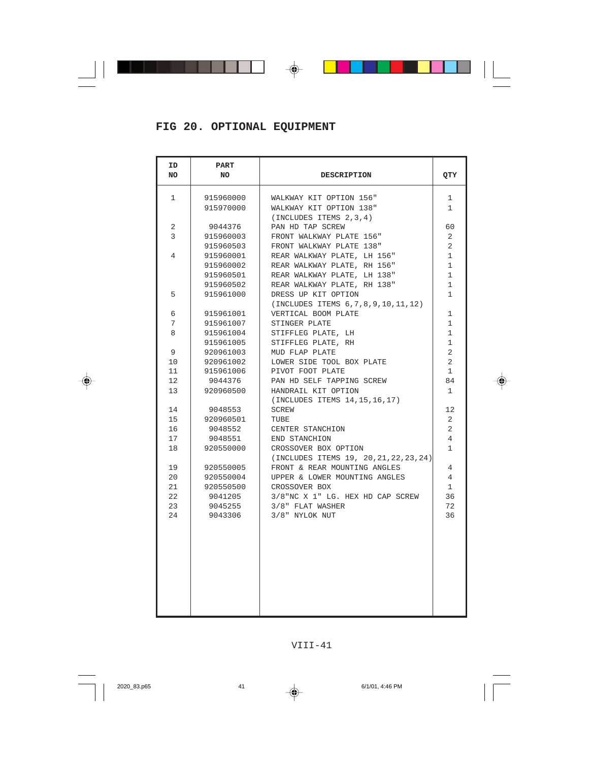# FIG 20. OPTIONAL EQUIPMENT

| ID NO | PART NO | DESCRIPTION | QTY |
|---|---|---|---|
| 1 | 915960000 | WALKWAY KIT OPTION 156" | 1 |
| | 915970000 | WALKWAY KIT OPTION 138" | 1 |
| | | (INCLUDES ITEMS 2,3,4) | |
| 2 | 9044376 | PAN HD TAP SCREW | 60 |
| 3 | 915960003 | FRONT WALKWAY PLATE 156" | 2 |
| | 915960503 | FRONT WALKWAY PLATE 138" | 2 |
| 4 | 915960001 | REAR WALKWAY PLATE, LH 156" | 1 |
| | 915960002 | REAR WALKWAY PLATE, RH 156" | 1 |
| | 915960501 | REAR WALKWAY PLATE, LH 138" | 1 |
| | 915960502 | REAR WALKWAY PLATE, RH 138" | 1 |
| 5 | 915961000 | DRESS UP KIT OPTION | 1 |
| | | (INCLUDES ITEMS 6,7,8,9,10,11,12) | |
| 6 | 915961001 | VERTICAL BOOM PLATE | 1 |
| 7 | 915961007 | STINGER PLATE | 1 |
| 8 | 915961004 | STIFFLEG PLATE, LH | 1 |
| | 915961005 | STIFFLEG PLATE, RH | 1 |
| 9 | 920961003 | MUD FLAP PLATE | 2 |
| 10 | 920961002 | LOWER SIDE TOOL BOX PLATE | 2 |
| 11 | 915961006 | PIVOT FOOT PLATE | 1 |
| 12 | 9044376 | PAN HD SELF TAPPING SCREW | 84 |
| 13 | 920960500 | HANDRAIL KIT OPTION | 1 |
| | | (INCLUDES ITEMS 14,15,16,17) | |
| 14 | 9048553 | SCREW | 12 |
| 15 | 920960501 | TUBE | 2 |
| 16 | 9048552 | CENTER STANCHION | 2 |
| 17 | 9048551 | END STANCHION | 4 |
| 18 | 920550000 | CROSSOVER BOX OPTION | 1 |
| | | (INCLUDES ITEMS 19, 20,21,22,23,24) | |
| 19 | 920550005 | FRONT & REAR MOUNTING ANGLES | 4 |
| 20 | 920550004 | UPPER & LOWER MOUNTING ANGLES | 4 |
| 21 | 920550500 | CROSSOVER BOX | 1 |
| 22 | 9041205 | 3/8"NC X 1" LG. HEX HD CAP SCREW | 36 |
| 23 | 9045255 | 3/8" FLAT WASHER | 72 |
| 24 | 9043306 | 3/8" NYLOK NUT | 36 |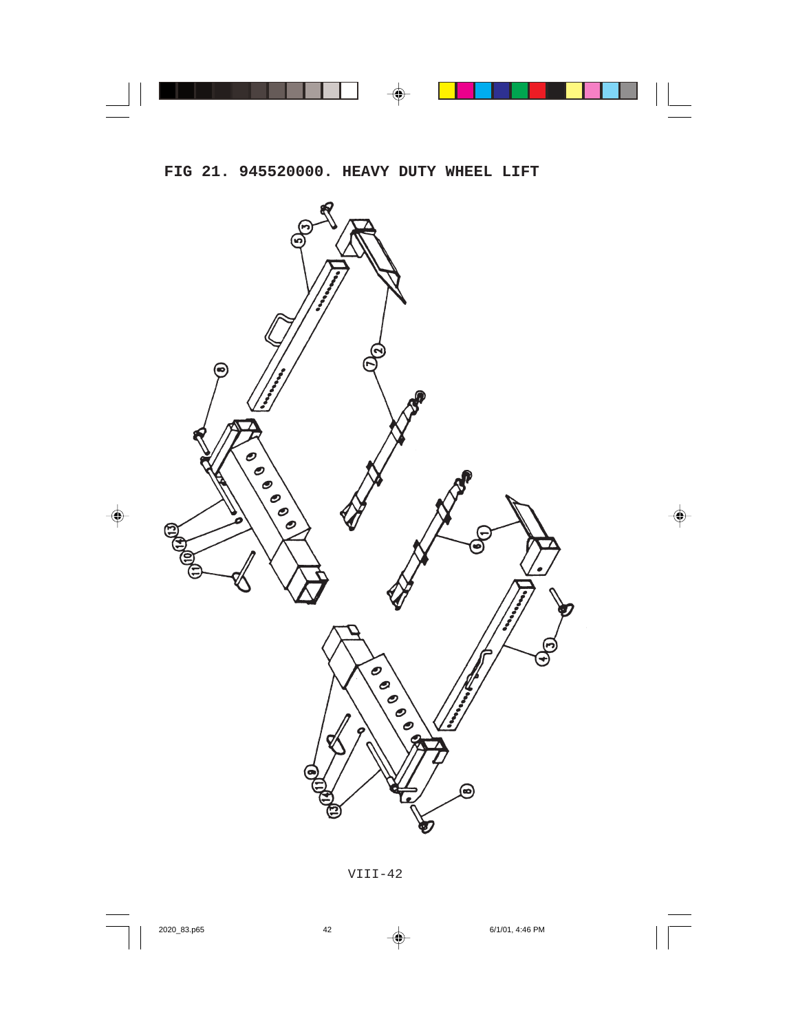**FIG 21. 945520000. HEAVY DUTY WHEEL LIFT**

3
5
2
7
8
13
14
10
11
1
6
3
4
9
11
14
13
8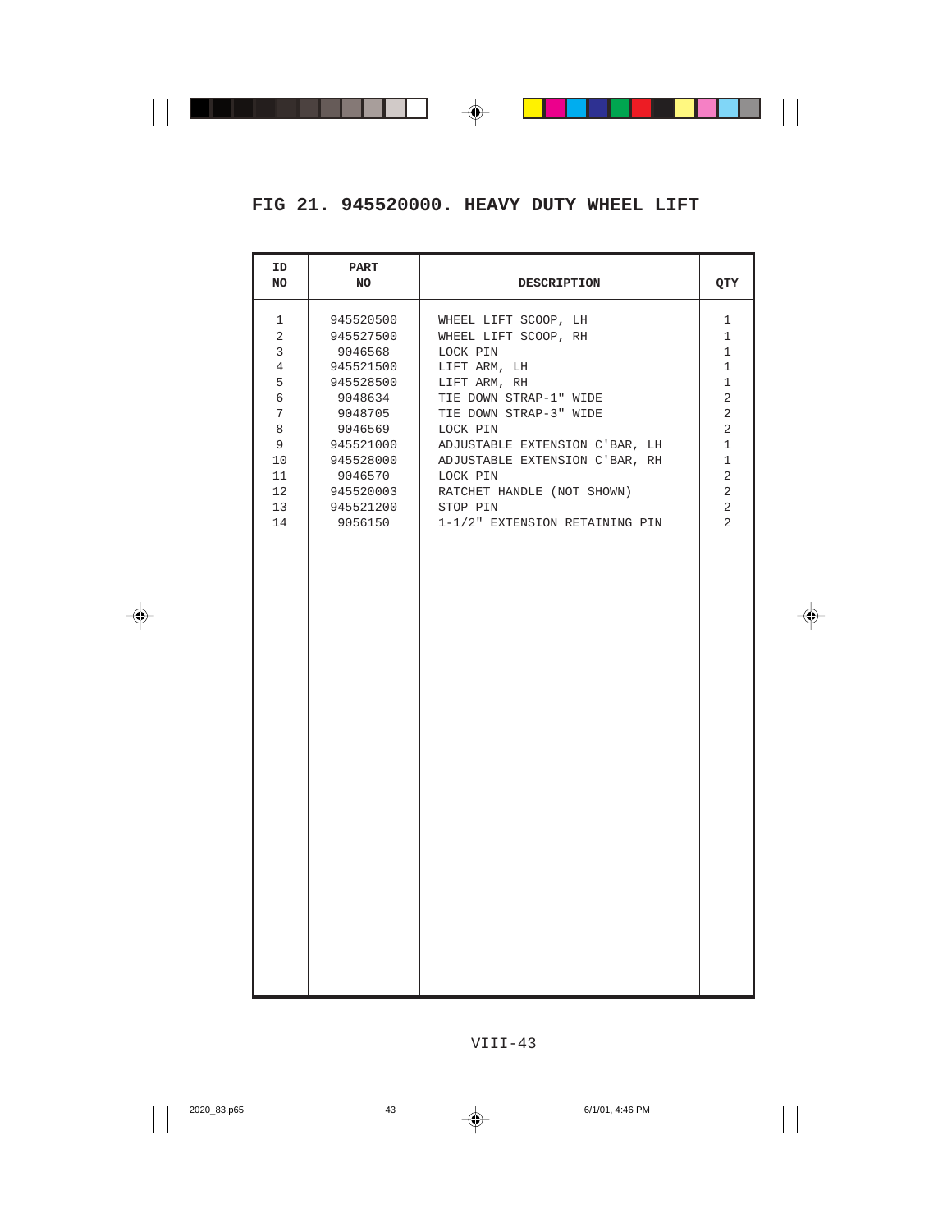# FIG 21. 945520000. HEAVY DUTY WHEEL LIFT

| ID NO | PART NO | DESCRIPTION | QTY |
|---|---|---|---|
| 1 | 945520500 | WHEEL LIFT SCOOP, LH | 1 |
| 2 | 945527500 | WHEEL LIFT SCOOP, RH | 1 |
| 3 | 9046568 | LOCK PIN | 1 |
| 4 | 945521500 | LIFT ARM, LH | 1 |
| 5 | 945528500 | LIFT ARM, RH | 1 |
| 6 | 9048634 | TIE DOWN STRAP-1" WIDE | 2 |
| 7 | 9048705 | TIE DOWN STRAP-3" WIDE | 2 |
| 8 | 9046569 | LOCK PIN | 2 |
| 9 | 945521000 | ADJUSTABLE EXTENSION C'BAR, LH | 1 |
| 10 | 945528000 | ADJUSTABLE EXTENSION C'BAR, RH | 1 |
| 11 | 9046570 | LOCK PIN | 2 |
| 12 | 945520003 | RATCHET HANDLE (NOT SHOWN) | 2 |
| 13 | 945521200 | STOP PIN | 2 |
| 14 | 9056150 | 1-1/2" EXTENSION RETAINING PIN | 2 |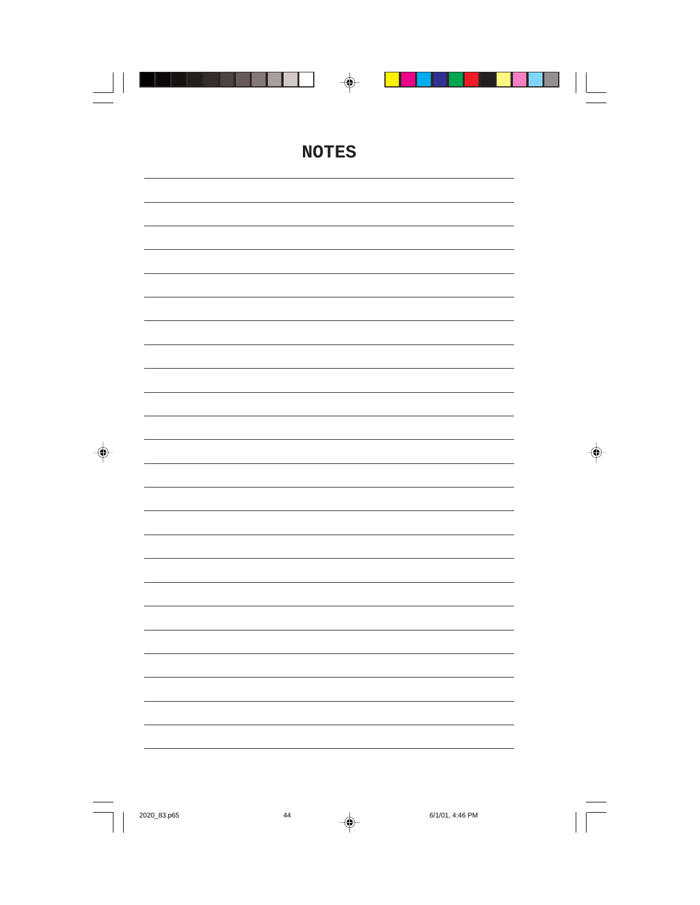# NOTES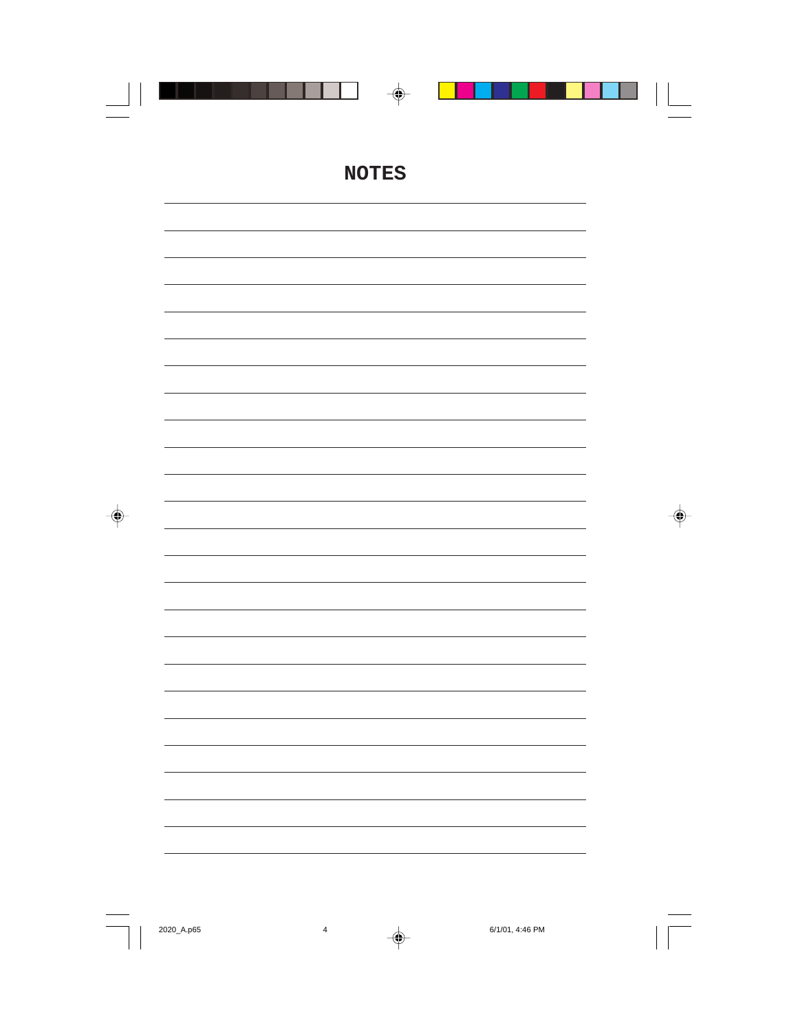# NOTES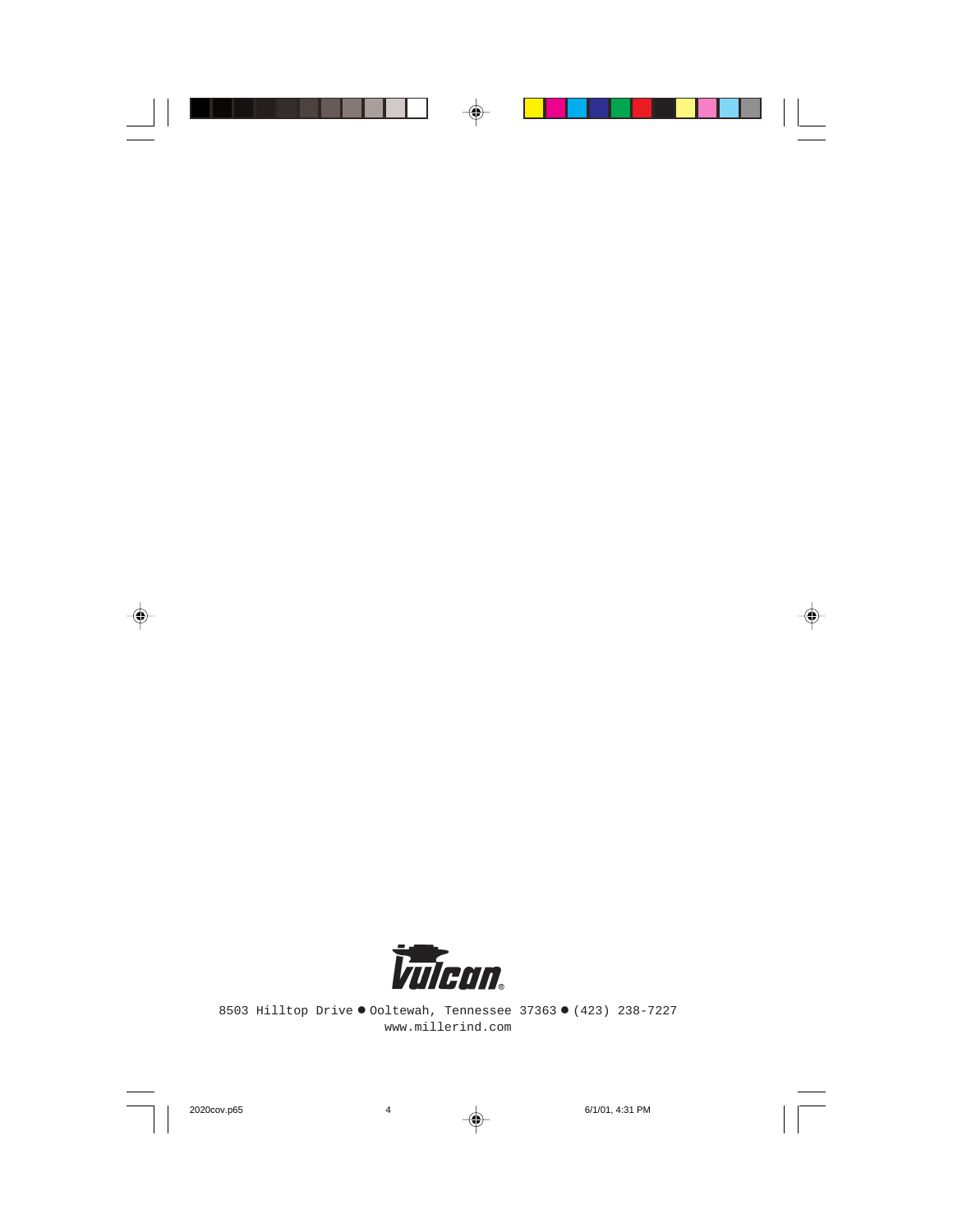Vulcan®

8503 Hilltop Drive ● Ooltewah, Tennessee 37363 ● (423) 238-7227
www.millerind.com